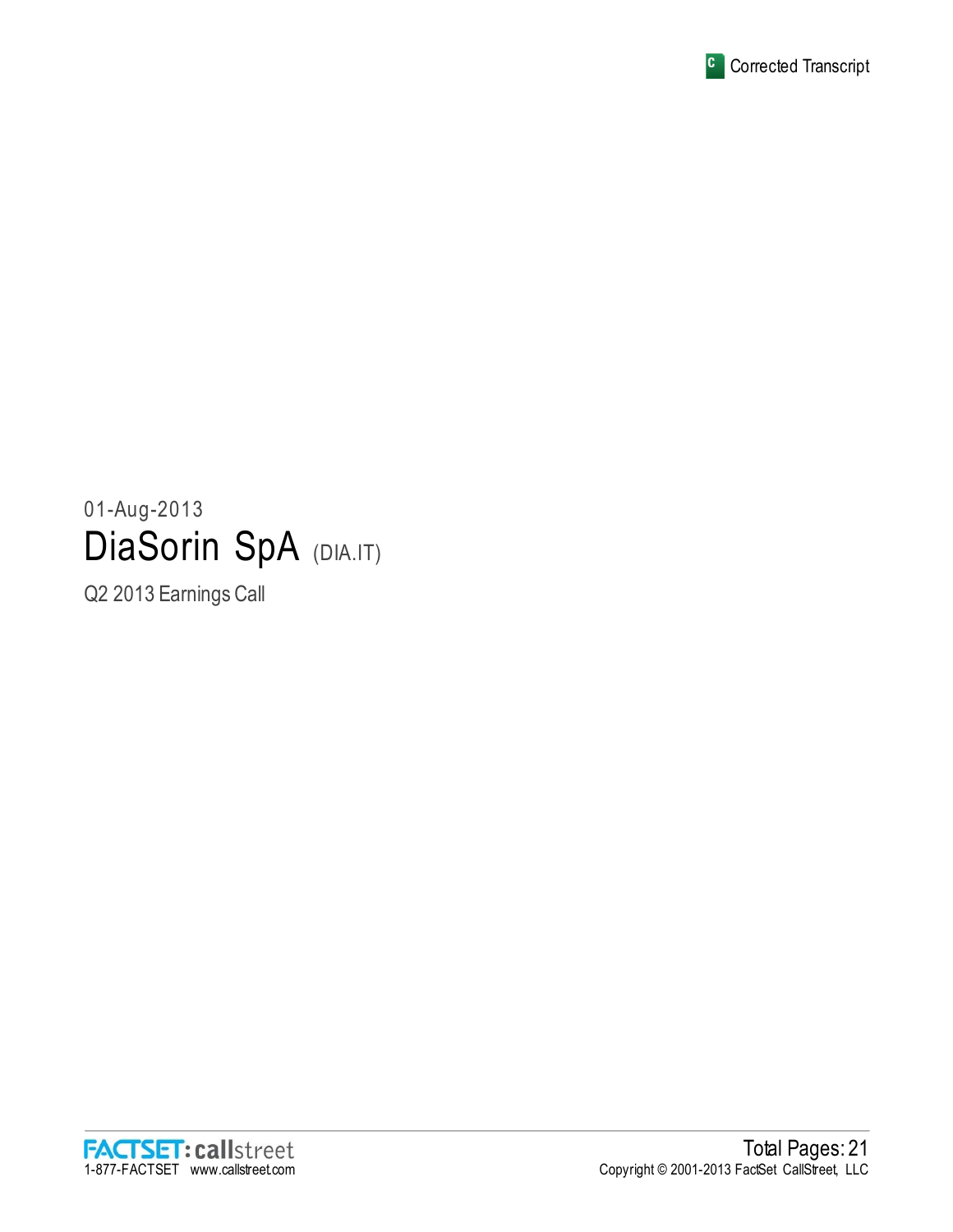Corrected Transcript

01-Aug-2013

# DiaSorin SpA (DIA.IT)

Q2 2013 Earnings Call

FACTSET: callstreet
1-877-FACTSET www.callstreet.com

Total Pages: 21
Copyright © 2001-2013 FactSet CallStreet, LLC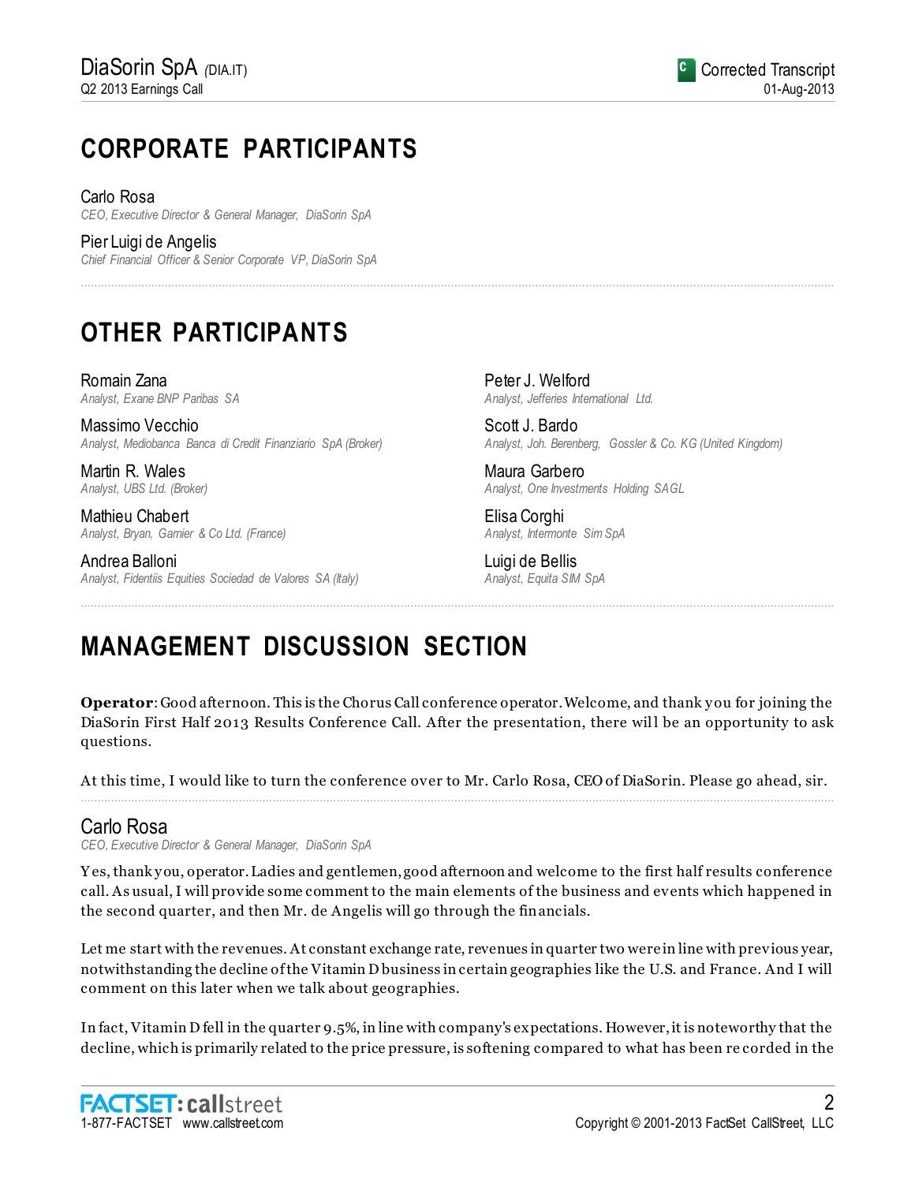# CORPORATE PARTICIPANTS

Carlo Rosa
*CEO, Executive Director & General Manager, DiaSorin SpA*

Pier Luigi de Angelis
*Chief Financial Officer & Senior Corporate VP, DiaSorin SpA*

# OTHER PARTICIPANTS

Romain Zana
*Analyst, Exane BNP Paribas SA*

Massimo Vecchio
*Analyst, Mediobanca Banca di Credit Finanziario SpA (Broker)*

Martin R. Wales
*Analyst, UBS Ltd. (Broker)*

Mathieu Chabert
*Analyst, Bryan, Garnier & Co Ltd. (France)*

Andrea Balloni
*Analyst, Fidentiis Equities Sociedad de Valores SA (Italy)*

Peter J. Welford
*Analyst, Jefferies International Ltd.*

Scott J. Bardo
*Analyst, Joh. Berenberg, Gossler & Co. KG (United Kingdom)*

Maura Garbero
*Analyst, One Investments Holding SAGL*

Elisa Corghi
*Analyst, Intermonte Sim SpA*

Luigi de Bellis
*Analyst, Equita SIM SpA*

# MANAGEMENT DISCUSSION SECTION

**Operator**: Good afternoon. This is the Chorus Call conference operator. Welcome, and thank you for joining the DiaSorin First Half 2013 Results Conference Call. After the presentation, there will be an opportunity to ask questions.

At this time, I would like to turn the conference over to Mr. Carlo Rosa, CEO of DiaSorin. Please go ahead, sir.

## Carlo Rosa

*CEO, Executive Director & General Manager, DiaSorin SpA*

Yes, thank you, operator. Ladies and gentlemen, good afternoon and welcome to the first half results conference call. As usual, I will provide some comment to the main elements of the business and events which happened in the second quarter, and then Mr. de Angelis will go through the financials.

Let me start with the revenues. At constant exchange rate, revenues in quarter two were in line with previous year, notwithstanding the decline of the Vitamin D business in certain geographies like the U.S. and France. And I will comment on this later when we talk about geographies.

In fact, Vitamin D fell in the quarter 9.5%, in line with company's expectations. However, it is noteworthy that the decline, which is primarily related to the price pressure, is softening compared to what has been recorded in the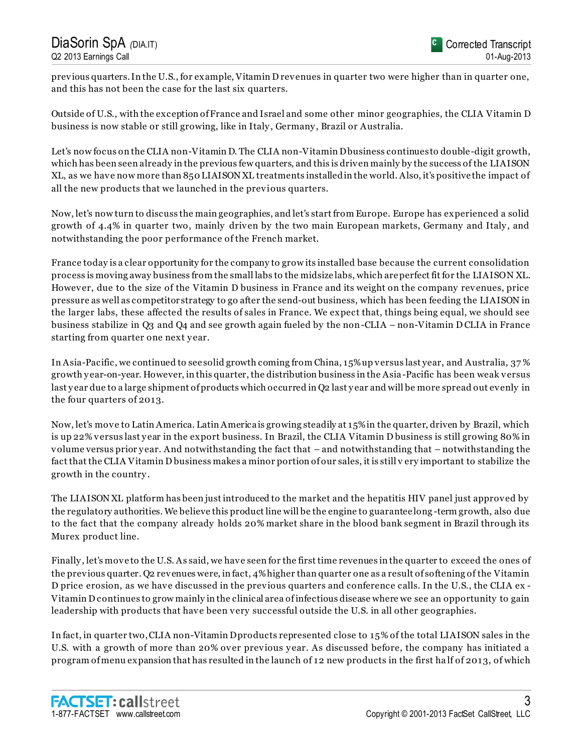previous quarters. In the U.S., for example, Vitamin D revenues in quarter two were higher than in quarter one, and this has not been the case for the last six quarters.

Outside of U.S., with the exception of France and Israel and some other minor geographies, the CLIA Vitamin D business is now stable or still growing, like in Italy, Germany, Brazil or Australia.

Let's now focus on the CLIA non-Vitamin D. The CLIA non-Vitamin D business continues to double-digit growth, which has been seen already in the previous few quarters, and this is driven mainly by the success of the LIAISON XL, as we have now more than 850 LIAISON XL treatments installed in the world. Also, it's positive the impact of all the new products that we launched in the previous quarters.

Now, let's now turn to discuss the main geographies, and let's start from Europe. Europe has experienced a solid growth of 4.4% in quarter two, mainly driven by the two main European markets, Germany and Italy, and notwithstanding the poor performance of the French market.

France today is a clear opportunity for the company to grow its installed base because the current consolidation process is moving away business from the small labs to the midsize labs, which are perfect fit for the LIAISON XL. However, due to the size of the Vitamin D business in France and its weight on the company revenues, price pressure as well as competitor strategy to go after the send-out business, which has been feeding the LIAISON in the larger labs, these affected the results of sales in France. We expect that, things being equal, we should see business stabilize in Q3 and Q4 and see growth again fueled by the non-CLIA – non-Vitamin D CLIA in France starting from quarter one next year.

In Asia-Pacific, we continued to see solid growth coming from China, 15% up versus last year, and Australia, 37% growth year-on-year. However, in this quarter, the distribution business in the Asia-Pacific has been weak versus last year due to a large shipment of products which occurred in Q2 last year and will be more spread out evenly in the four quarters of 2013.

Now, let's move to Latin America. Latin America is growing steadily at 15% in the quarter, driven by Brazil, which is up 22% versus last year in the export business. In Brazil, the CLIA Vitamin D business is still growing 80% in volume versus prior year. And notwithstanding the fact that – and notwithstanding that – notwithstanding the fact that the CLIA Vitamin D business makes a minor portion of our sales, it is still very important to stabilize the growth in the country.

The LIAISON XL platform has been just introduced to the market and the hepatitis HIV panel just approved by the regulatory authorities. We believe this product line will be the engine to guarantee long-term growth, also due to the fact that the company already holds 20% market share in the blood bank segment in Brazil through its Murex product line.

Finally, let's move to the U.S. As said, we have seen for the first time revenues in the quarter to exceed the ones of the previous quarter. Q2 revenues were, in fact, 4% higher than quarter one as a result of softening of the Vitamin D price erosion, as we have discussed in the previous quarters and conference calls. In the U.S., the CLIA ex-Vitamin D continues to grow mainly in the clinical area of infectious disease where we see an opportunity to gain leadership with products that have been very successful outside the U.S. in all other geographies.

In fact, in quarter two, CLIA non-Vitamin D products represented close to 15% of the total LIAISON sales in the U.S. with a growth of more than 20% over previous year. As discussed before, the company has initiated a program of menu expansion that has resulted in the launch of 12 new products in the first half of 2013, of which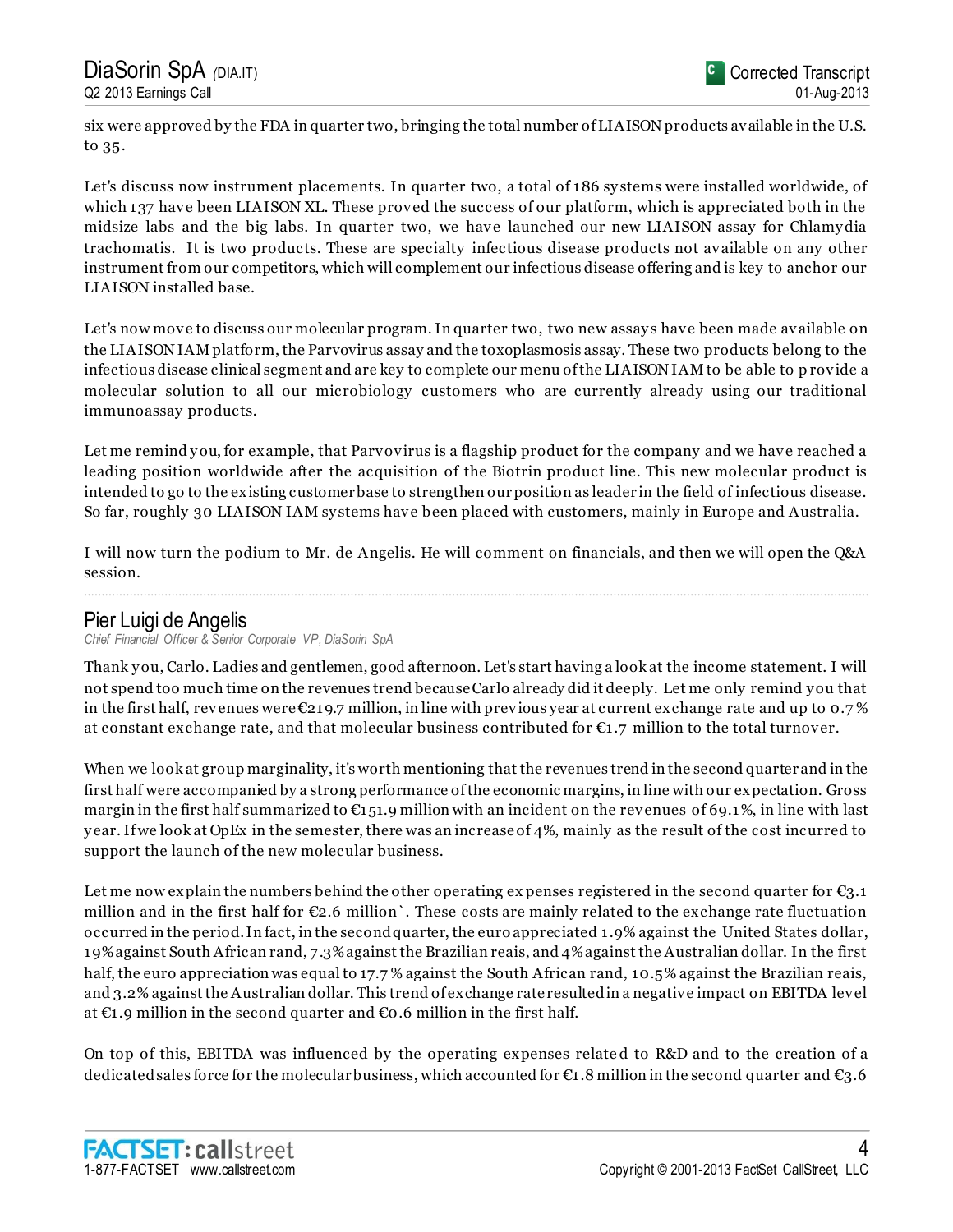six were approved by the FDA in quarter two, bringing the total number of LIAISON products available in the U.S. to 35.

Let's discuss now instrument placements. In quarter two, a total of 186 systems were installed worldwide, of which 137 have been LIAISON XL. These proved the success of our platform, which is appreciated both in the midsize labs and the big labs. In quarter two, we have launched our new LIAISON assay for Chlamydia trachomatis. It is two products. These are specialty infectious disease products not available on any other instrument from our competitors, which will complement our infectious disease offering and is key to anchor our LIAISON installed base.

Let's now move to discuss our molecular program. In quarter two, two new assays have been made available on the LIAISON IAM platform, the Parvovirus assay and the toxoplasmosis assay. These two products belong to the infectious disease clinical segment and are key to complete our menu of the LIAISON IAM to be able to provide a molecular solution to all our microbiology customers who are currently already using our traditional immunoassay products.

Let me remind you, for example, that Parvovirus is a flagship product for the company and we have reached a leading position worldwide after the acquisition of the Biotrin product line. This new molecular product is intended to go to the existing customer base to strengthen our position as leader in the field of infectious disease. So far, roughly 30 LIAISON IAM systems have been placed with customers, mainly in Europe and Australia.

I will now turn the podium to Mr. de Angelis. He will comment on financials, and then we will open the Q&A session.

---

## Pier Luigi de Angelis

*Chief Financial Officer & Senior Corporate VP, DiaSorin SpA*

Thank you, Carlo. Ladies and gentlemen, good afternoon. Let's start having a look at the income statement. I will not spend too much time on the revenues trend because Carlo already did it deeply. Let me only remind you that in the first half, revenues were €219.7 million, in line with previous year at current exchange rate and up to 0.7% at constant exchange rate, and that molecular business contributed for €1.7 million to the total turnover.

When we look at group marginality, it's worth mentioning that the revenues trend in the second quarter and in the first half were accompanied by a strong performance of the economic margins, in line with our expectation. Gross margin in the first half summarized to €151.9 million with an incident on the revenues of 69.1%, in line with last year. If we look at OpEx in the semester, there was an increase of 4%, mainly as the result of the cost incurred to support the launch of the new molecular business.

Let me now explain the numbers behind the other operating expenses registered in the second quarter for €3.1 million and in the first half for €2.6 million`. These costs are mainly related to the exchange rate fluctuation occurred in the period. In fact, in the second quarter, the euro appreciated 1.9% against the United States dollar, 19% against South African rand, 7.3% against the Brazilian reais, and 4% against the Australian dollar. In the first half, the euro appreciation was equal to 17.7% against the South African rand, 10.5% against the Brazilian reais, and 3.2% against the Australian dollar. This trend of exchange rate resulted in a negative impact on EBITDA level at €1.9 million in the second quarter and €0.6 million in the first half.

On top of this, EBITDA was influenced by the operating expenses related to R&D and to the creation of a dedicated sales force for the molecular business, which accounted for €1.8 million in the second quarter and €3.6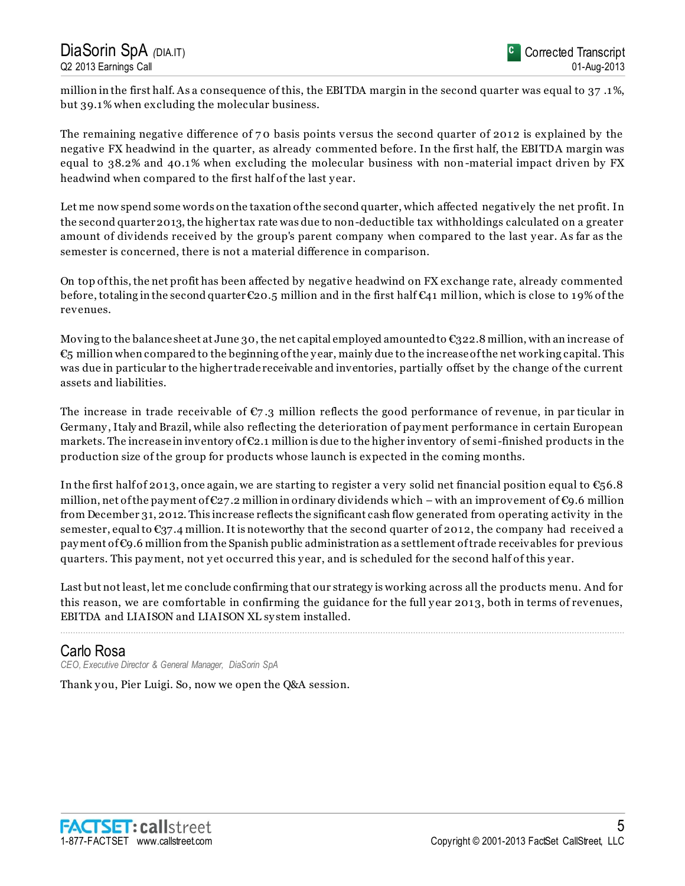million in the first half. As a consequence of this, the EBITDA margin in the second quarter was equal to 37.1%, but 39.1% when excluding the molecular business.

The remaining negative difference of 70 basis points versus the second quarter of 2012 is explained by the negative FX headwind in the quarter, as already commented before. In the first half, the EBITDA margin was equal to 38.2% and 40.1% when excluding the molecular business with non-material impact driven by FX headwind when compared to the first half of the last year.

Let me now spend some words on the taxation of the second quarter, which affected negatively the net profit. In the second quarter 2013, the higher tax rate was due to non-deductible tax withholdings calculated on a greater amount of dividends received by the group's parent company when compared to the last year. As far as the semester is concerned, there is not a material difference in comparison.

On top of this, the net profit has been affected by negative headwind on FX exchange rate, already commented before, totaling in the second quarter €20.5 million and in the first half €41 million, which is close to 19% of the revenues.

Moving to the balance sheet at June 30, the net capital employed amounted to €322.8 million, with an increase of €5 million when compared to the beginning of the year, mainly due to the increase of the net working capital. This was due in particular to the higher trade receivable and inventories, partially offset by the change of the current assets and liabilities.

The increase in trade receivable of €7.3 million reflects the good performance of revenue, in particular in Germany, Italy and Brazil, while also reflecting the deterioration of payment performance in certain European markets. The increase in inventory of €2.1 million is due to the higher inventory of semi-finished products in the production size of the group for products whose launch is expected in the coming months.

In the first half of 2013, once again, we are starting to register a very solid net financial position equal to €56.8 million, net of the payment of €27.2 million in ordinary dividends which – with an improvement of €9.6 million from December 31, 2012. This increase reflects the significant cash flow generated from operating activity in the semester, equal to €37.4 million. It is noteworthy that the second quarter of 2012, the company had received a payment of €9.6 million from the Spanish public administration as a settlement of trade receivables for previous quarters. This payment, not yet occurred this year, and is scheduled for the second half of this year.

Last but not least, let me conclude confirming that our strategy is working across all the products menu. And for this reason, we are comfortable in confirming the guidance for the full year 2013, both in terms of revenues, EBITDA and LIAISON and LIAISON XL system installed.

---

## Carlo Rosa

*CEO, Executive Director & General Manager, DiaSorin SpA*

Thank you, Pier Luigi. So, now we open the Q&A session.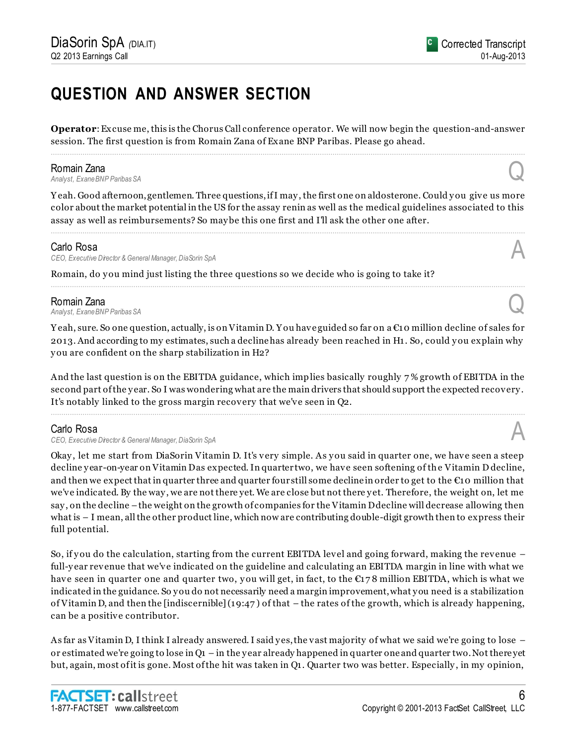## QUESTION AND ANSWER SECTION

**Operator**: Excuse me, this is the Chorus Call conference operator. We will now begin the question-and-answer session. The first question is from Romain Zana of Exane BNP Paribas. Please go ahead.

---

**Romain Zana**
*Analyst, Exane BNP Paribas SA* — Q

Yeah. Good afternoon, gentlemen. Three questions, if I may, the first one on aldosterone. Could you give us more color about the market potential in the US for the assay renin as well as the medical guidelines associated to this assay as well as reimbursements? So maybe this one first and I'll ask the other one after.

---

**Carlo Rosa**
*CEO, Executive Director & General Manager, DiaSorin SpA* — A

Romain, do you mind just listing the three questions so we decide who is going to take it?

---

**Romain Zana**
*Analyst, Exane BNP Paribas SA* — Q

Yeah, sure. So one question, actually, is on Vitamin D. You have guided so far on a €10 million decline of sales for 2013. And according to my estimates, such a decline has already been reached in H1. So, could you explain why you are confident on the sharp stabilization in H2?

And the last question is on the EBITDA guidance, which implies basically roughly 7% growth of EBITDA in the second part of the year. So I was wondering what are the main drivers that should support the expected recovery. It's notably linked to the gross margin recovery that we've seen in Q2.

---

**Carlo Rosa**
*CEO, Executive Director & General Manager, DiaSorin SpA* — A

Okay, let me start from DiaSorin Vitamin D. It's very simple. As you said in quarter one, we have seen a steep decline year-on-year on Vitamin D as expected. In quarter two, we have seen softening of the Vitamin D decline, and then we expect that in quarter three and quarter four still some decline in order to get to the €10 million that we've indicated. By the way, we are not there yet. We are close but not there yet. Therefore, the weight on, let me say, on the decline – the weight on the growth of companies for the Vitamin D decline will decrease allowing then what is – I mean, all the other product line, which now are contributing double-digit growth then to express their full potential.

So, if you do the calculation, starting from the current EBITDA level and going forward, making the revenue – full-year revenue that we've indicated on the guideline and calculating an EBITDA margin in line with what we have seen in quarter one and quarter two, you will get, in fact, to the €178 million EBITDA, which is what we indicated in the guidance. So you do not necessarily need a margin improvement, what you need is a stabilization of Vitamin D, and then the [indiscernible] (19:47) of that – the rates of the growth, which is already happening, can be a positive contributor.

As far as Vitamin D, I think I already answered. I said yes, the vast majority of what we said we're going to lose – or estimated we're going to lose in Q1 – in the year already happened in quarter one and quarter two. Not there yet but, again, most of it is gone. Most of the hit was taken in Q1. Quarter two was better. Especially, in my opinion,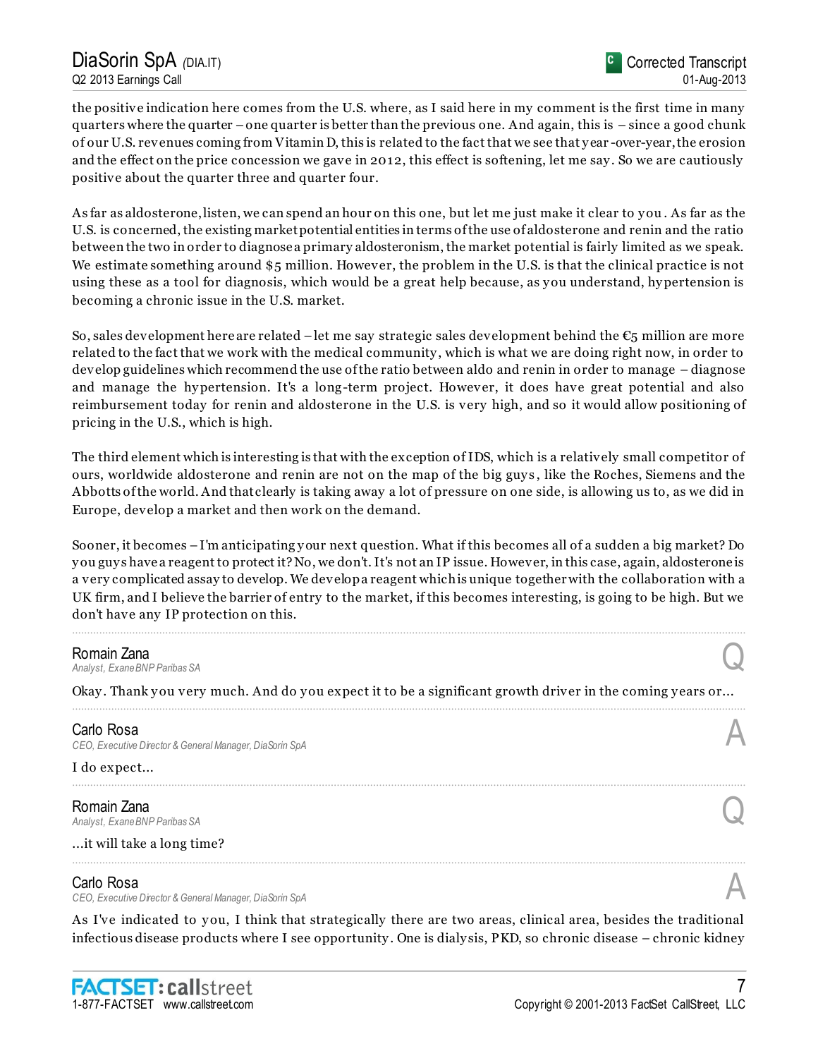the positive indication here comes from the U.S. where, as I said here in my comment is the first time in many quarters where the quarter – one quarter is better than the previous one. And again, this is – since a good chunk of our U.S. revenues coming from Vitamin D, this is related to the fact that we see that year-over-year, the erosion and the effect on the price concession we gave in 2012, this effect is softening, let me say. So we are cautiously positive about the quarter three and quarter four.

As far as aldosterone, listen, we can spend an hour on this one, but let me just make it clear to you. As far as the U.S. is concerned, the existing market potential entities in terms of the use of aldosterone and renin and the ratio between the two in order to diagnose a primary aldosteronism, the market potential is fairly limited as we speak. We estimate something around $5 million. However, the problem in the U.S. is that the clinical practice is not using these as a tool for diagnosis, which would be a great help because, as you understand, hypertension is becoming a chronic issue in the U.S. market.

So, sales development here are related – let me say strategic sales development behind the €5 million are more related to the fact that we work with the medical community, which is what we are doing right now, in order to develop guidelines which recommend the use of the ratio between aldo and renin in order to manage – diagnose and manage the hypertension. It's a long-term project. However, it does have great potential and also reimbursement today for renin and aldosterone in the U.S. is very high, and so it would allow positioning of pricing in the U.S., which is high.

The third element which is interesting is that with the exception of IDS, which is a relatively small competitor of ours, worldwide aldosterone and renin are not on the map of the big guys, like the Roches, Siemens and the Abbotts of the world. And that clearly is taking away a lot of pressure on one side, is allowing us to, as we did in Europe, develop a market and then work on the demand.

Sooner, it becomes – I'm anticipating your next question. What if this becomes all of a sudden a big market? Do you guys have a reagent to protect it? No, we don't. It's not an IP issue. However, in this case, again, aldosterone is a very complicated assay to develop. We develop a reagent which is unique together with the collaboration with a UK firm, and I believe the barrier of entry to the market, if this becomes interesting, is going to be high. But we don't have any IP protection on this.

---

**Romain Zana**
*Analyst, Exane BNP Paribas SA*

**Q**

Okay. Thank you very much. And do you expect it to be a significant growth driver in the coming years or...

---

**Carlo Rosa**
*CEO, Executive Director & General Manager, DiaSorin SpA*

**A**

I do expect...

---

**Romain Zana**
*Analyst, Exane BNP Paribas SA*

**Q**

...it will take a long time?

---

**Carlo Rosa**
*CEO, Executive Director & General Manager, DiaSorin SpA*

**A**

As I've indicated to you, I think that strategically there are two areas, clinical area, besides the traditional infectious disease products where I see opportunity. One is dialysis, PKD, so chronic disease – chronic kidney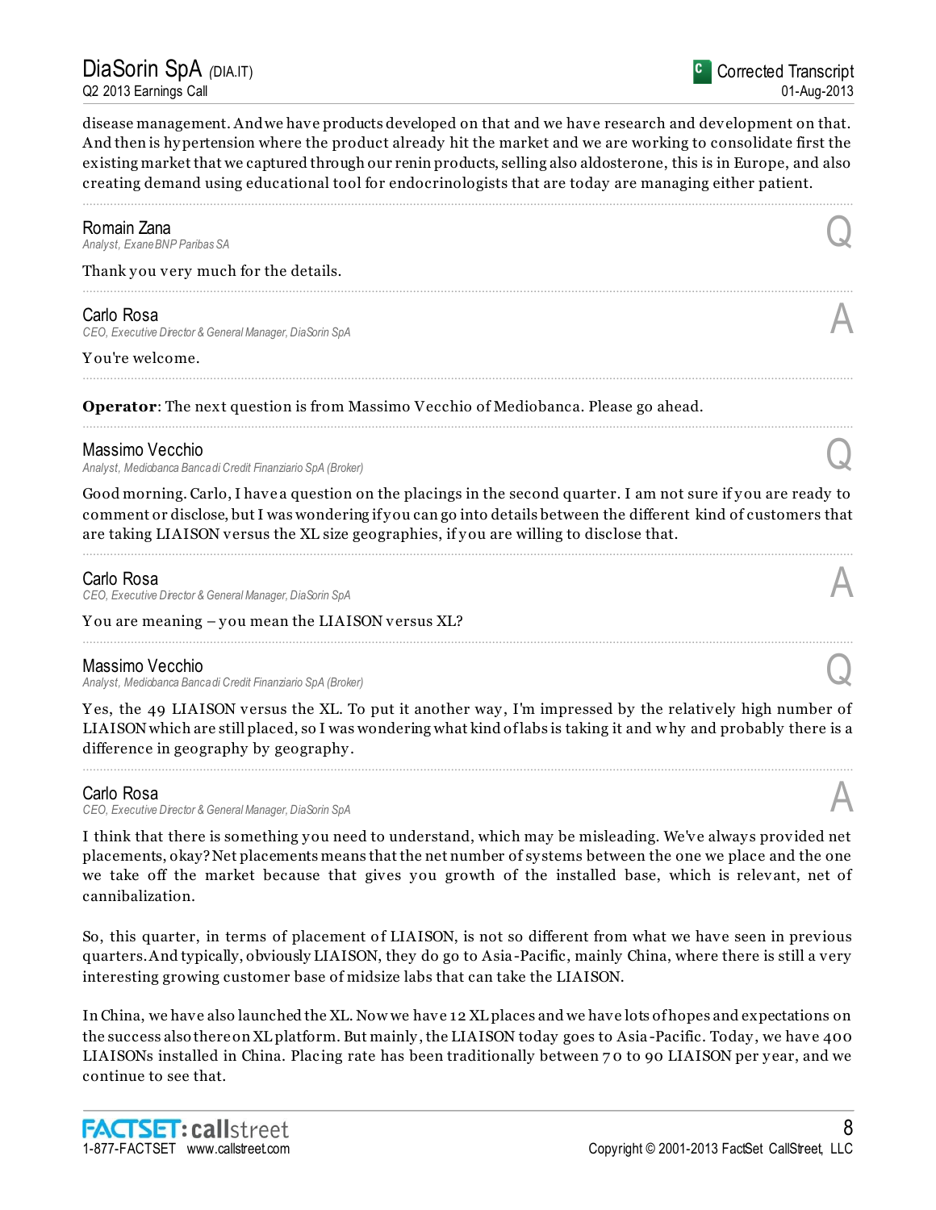disease management. And we have products developed on that and we have research and development on that. And then is hypertension where the product already hit the market and we are working to consolidate first the existing market that we captured through our renin products, selling also aldosterone, this is in Europe, and also creating demand using educational tool for endocrinologists that are today are managing either patient.

---

**Romain Zana**
*Analyst, Exane BNP Paribas SA* **Q**

Thank you very much for the details.

---

**Carlo Rosa**
*CEO, Executive Director & General Manager, DiaSorin SpA* **A**

You're welcome.

---

**Operator**: The next question is from Massimo Vecchio of Mediobanca. Please go ahead.

---

**Massimo Vecchio**
*Analyst, Mediobanca Banca di Credit Finanziario SpA (Broker)* **Q**

Good morning. Carlo, I have a question on the placings in the second quarter. I am not sure if you are ready to comment or disclose, but I was wondering if you can go into details between the different kind of customers that are taking LIAISON versus the XL size geographies, if you are willing to disclose that.

---

**Carlo Rosa**
*CEO, Executive Director & General Manager, DiaSorin SpA* **A**

You are meaning – you mean the LIAISON versus XL?

---

**Massimo Vecchio**
*Analyst, Mediobanca Banca di Credit Finanziario SpA (Broker)* **Q**

Yes, the 49 LIAISON versus the XL. To put it another way, I'm impressed by the relatively high number of LIAISON which are still placed, so I was wondering what kind of labs is taking it and why and probably there is a difference in geography by geography.

---

**Carlo Rosa**
*CEO, Executive Director & General Manager, DiaSorin SpA* **A**

I think that there is something you need to understand, which may be misleading. We've always provided net placements, okay? Net placements means that the net number of systems between the one we place and the one we take off the market because that gives you growth of the installed base, which is relevant, net of cannibalization.

So, this quarter, in terms of placement of LIAISON, is not so different from what we have seen in previous quarters. And typically, obviously LIAISON, they do go to Asia-Pacific, mainly China, where there is still a very interesting growing customer base of midsize labs that can take the LIAISON.

In China, we have also launched the XL. Now we have 12 XL places and we have lots of hopes and expectations on the success also there on XL platform. But mainly, the LIAISON today goes to Asia-Pacific. Today, we have 400 LIAISONs installed in China. Placing rate has been traditionally between 70 to 90 LIAISON per year, and we continue to see that.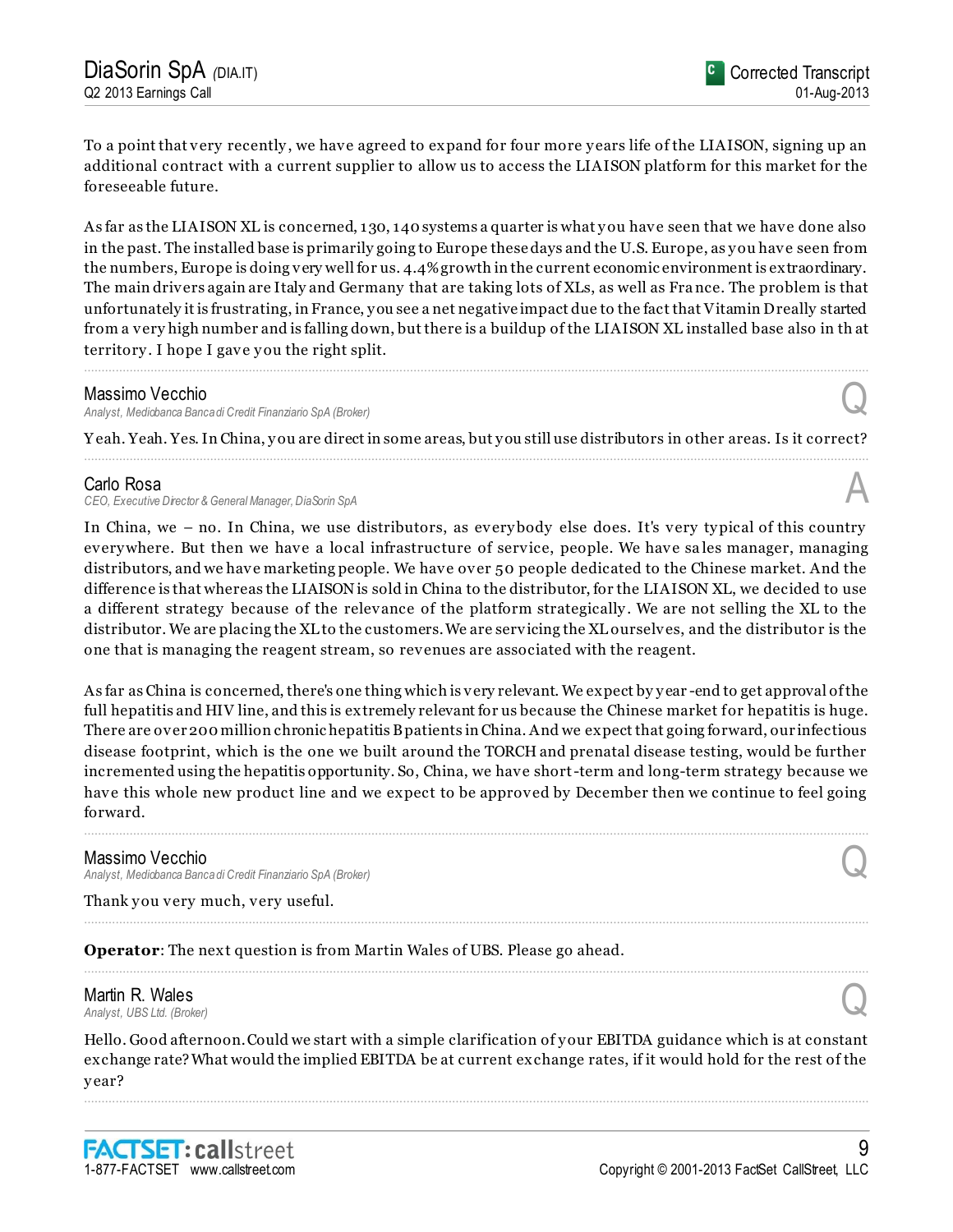To a point that very recently, we have agreed to expand for four more years life of the LIAISON, signing up an additional contract with a current supplier to allow us to access the LIAISON platform for this market for the foreseeable future.

As far as the LIAISON XL is concerned, 130, 140 systems a quarter is what you have seen that we have done also in the past. The installed base is primarily going to Europe these days and the U.S. Europe, as you have seen from the numbers, Europe is doing very well for us. 4.4% growth in the current economic environment is extraordinary. The main drivers again are Italy and Germany that are taking lots of XLs, as well as France. The problem is that unfortunately it is frustrating, in France, you see a net negative impact due to the fact that Vitamin D really started from a very high number and is falling down, but there is a buildup of the LIAISON XL installed base also in that territory. I hope I gave you the right split.

---

**Massimo Vecchio**
*Analyst, Mediobanca Banca di Credit Finanziario SpA (Broker)*

**Q**

Yeah. Yeah. Yes. In China, you are direct in some areas, but you still use distributors in other areas. Is it correct?

---

**Carlo Rosa**
*CEO, Executive Director & General Manager, DiaSorin SpA*

**A**

In China, we – no. In China, we use distributors, as everybody else does. It's very typical of this country everywhere. But then we have a local infrastructure of service, people. We have sales manager, managing distributors, and we have marketing people. We have over 50 people dedicated to the Chinese market. And the difference is that whereas the LIAISON is sold in China to the distributor, for the LIAISON XL, we decided to use a different strategy because of the relevance of the platform strategically. We are not selling the XL to the distributor. We are placing the XL to the customers. We are servicing the XL ourselves, and the distributor is the one that is managing the reagent stream, so revenues are associated with the reagent.

As far as China is concerned, there's one thing which is very relevant. We expect by year-end to get approval of the full hepatitis and HIV line, and this is extremely relevant for us because the Chinese market for hepatitis is huge. There are over 200 million chronic hepatitis B patients in China. And we expect that going forward, our infectious disease footprint, which is the one we built around the TORCH and prenatal disease testing, would be further incremented using the hepatitis opportunity. So, China, we have short-term and long-term strategy because we have this whole new product line and we expect to be approved by December then we continue to feel going forward.

---

**Massimo Vecchio**
*Analyst, Mediobanca Banca di Credit Finanziario SpA (Broker)*

**Q**

Thank you very much, very useful.

---

**Operator**: The next question is from Martin Wales of UBS. Please go ahead.

---

**Martin R. Wales**
*Analyst, UBS Ltd. (Broker)*

**Q**

Hello. Good afternoon. Could we start with a simple clarification of your EBITDA guidance which is at constant exchange rate? What would the implied EBITDA be at current exchange rates, if it would hold for the rest of the year?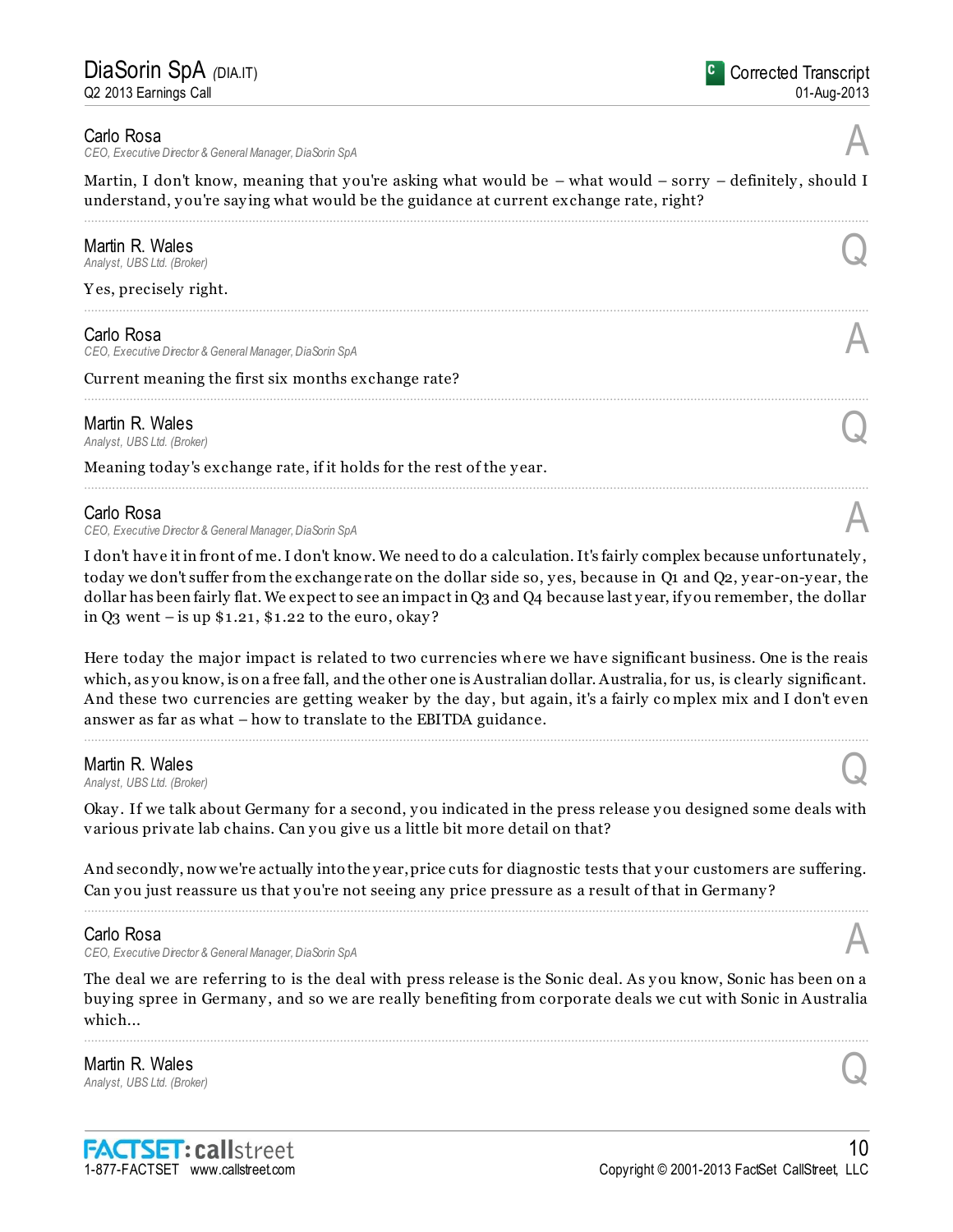**Carlo Rosa**
*CEO, Executive Director & General Manager, DiaSorin SpA*

A

Martin, I don't know, meaning that you're asking what would be – what would – sorry – definitely, should I understand, you're saying what would be the guidance at current exchange rate, right?

---

**Martin R. Wales**
*Analyst, UBS Ltd. (Broker)*

Q

Yes, precisely right.

---

**Carlo Rosa**
*CEO, Executive Director & General Manager, DiaSorin SpA*

A

Current meaning the first six months exchange rate?

---

**Martin R. Wales**
*Analyst, UBS Ltd. (Broker)*

Q

Meaning today's exchange rate, if it holds for the rest of the year.

---

**Carlo Rosa**
*CEO, Executive Director & General Manager, DiaSorin SpA*

A

I don't have it in front of me. I don't know. We need to do a calculation. It's fairly complex because unfortunately, today we don't suffer from the exchange rate on the dollar side so, yes, because in Q1 and Q2, year-on-year, the dollar has been fairly flat. We expect to see an impact in Q3 and Q4 because last year, if you remember, the dollar in Q3 went – is up $1.21, $1.22 to the euro, okay?

Here today the major impact is related to two currencies where we have significant business. One is the reais which, as you know, is on a free fall, and the other one is Australian dollar. Australia, for us, is clearly significant. And these two currencies are getting weaker by the day, but again, it's a fairly complex mix and I don't even answer as far as what – how to translate to the EBITDA guidance.

---

**Martin R. Wales**
*Analyst, UBS Ltd. (Broker)*

Q

Okay. If we talk about Germany for a second, you indicated in the press release you designed some deals with various private lab chains. Can you give us a little bit more detail on that?

And secondly, now we're actually into the year, price cuts for diagnostic tests that your customers are suffering. Can you just reassure us that you're not seeing any price pressure as a result of that in Germany?

---

**Carlo Rosa**
*CEO, Executive Director & General Manager, DiaSorin SpA*

A

The deal we are referring to is the deal with press release is the Sonic deal. As you know, Sonic has been on a buying spree in Germany, and so we are really benefiting from corporate deals we cut with Sonic in Australia which...

---

**Martin R. Wales**
*Analyst, UBS Ltd. (Broker)*

Q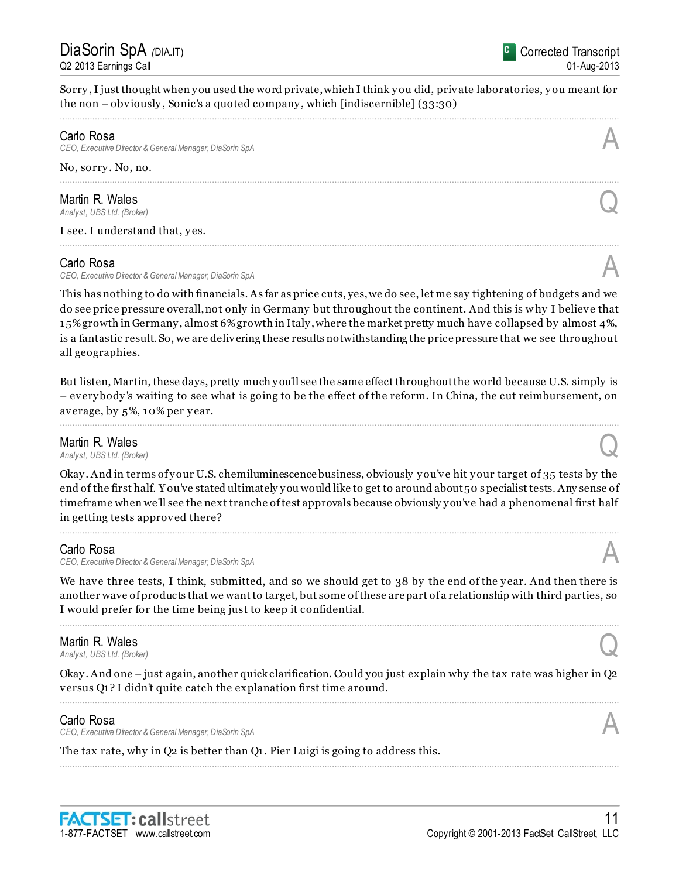Sorry, I just thought when you used the word private, which I think you did, private laboratories, you meant for the non – obviously, Sonic's a quoted company, which [indiscernible] (33:30)

---

**Carlo Rosa**
*CEO, Executive Director & General Manager, DiaSorin SpA* — **A**

No, sorry. No, no.

---

**Martin R. Wales**
*Analyst, UBS Ltd. (Broker)* — **Q**

I see. I understand that, yes.

---

**Carlo Rosa**
*CEO, Executive Director & General Manager, DiaSorin SpA* — **A**

This has nothing to do with financials. As far as price cuts, yes, we do see, let me say tightening of budgets and we do see price pressure overall, not only in Germany but throughout the continent. And this is why I believe that 15% growth in Germany, almost 6% growth in Italy, where the market pretty much have collapsed by almost 4%, is a fantastic result. So, we are delivering these results notwithstanding the price pressure that we see throughout all geographies.

But listen, Martin, these days, pretty much you'll see the same effect throughout the world because U.S. simply is – everybody's waiting to see what is going to be the effect of the reform. In China, the cut reimbursement, on average, by 5%, 10% per year.

---

**Martin R. Wales**
*Analyst, UBS Ltd. (Broker)* — **Q**

Okay. And in terms of your U.S. chemiluminescence business, obviously you've hit your target of 35 tests by the end of the first half. You've stated ultimately you would like to get to around about 50 specialist tests. Any sense of timeframe when we'll see the next tranche of test approvals because obviously you've had a phenomenal first half in getting tests approved there?

---

**Carlo Rosa**
*CEO, Executive Director & General Manager, DiaSorin SpA* — **A**

We have three tests, I think, submitted, and so we should get to 38 by the end of the year. And then there is another wave of products that we want to target, but some of these are part of a relationship with third parties, so I would prefer for the time being just to keep it confidential.

---

**Martin R. Wales**
*Analyst, UBS Ltd. (Broker)* — **Q**

Okay. And one – just again, another quick clarification. Could you just explain why the tax rate was higher in Q2 versus Q1? I didn't quite catch the explanation first time around.

---

**Carlo Rosa**
*CEO, Executive Director & General Manager, DiaSorin SpA* — **A**

The tax rate, why in Q2 is better than Q1. Pier Luigi is going to address this.

---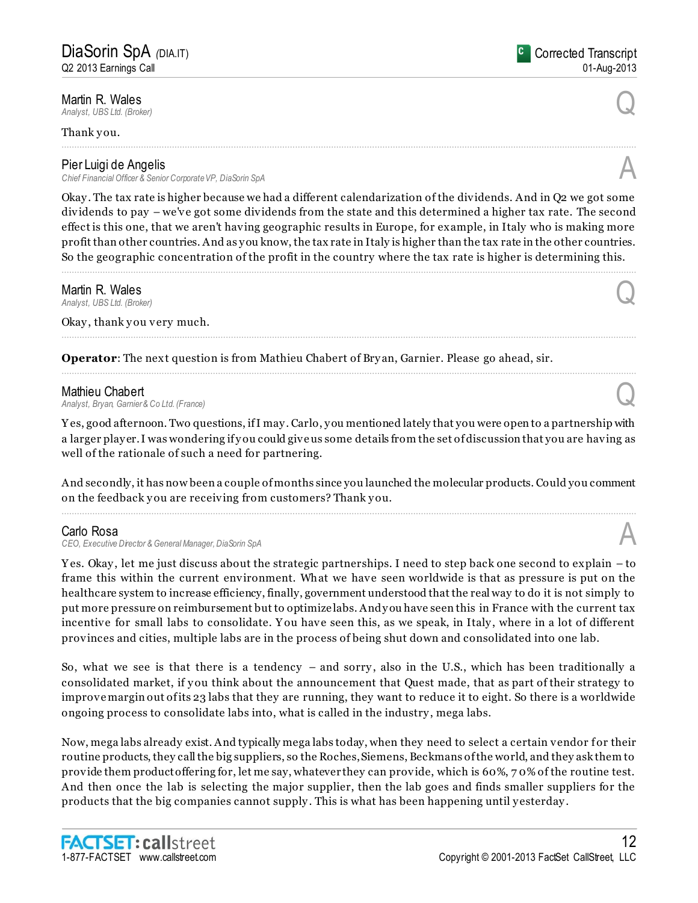**Martin R. Wales**
*Analyst, UBS Ltd. (Broker)*

Q

Thank you.

---

**Pier Luigi de Angelis**
*Chief Financial Officer & Senior Corporate VP, DiaSorin SpA*

A

Okay. The tax rate is higher because we had a different calendarization of the dividends. And in Q2 we got some dividends to pay – we've got some dividends from the state and this determined a higher tax rate. The second effect is this one, that we aren't having geographic results in Europe, for example, in Italy who is making more profit than other countries. And as you know, the tax rate in Italy is higher than the tax rate in the other countries. So the geographic concentration of the profit in the country where the tax rate is higher is determining this.

---

**Martin R. Wales**
*Analyst, UBS Ltd. (Broker)*

Q

Okay, thank you very much.

---

**Operator**: The next question is from Mathieu Chabert of Bryan, Garnier. Please go ahead, sir.

---

**Mathieu Chabert**
*Analyst, Bryan, Garnier & Co Ltd. (France)*

Q

Yes, good afternoon. Two questions, if I may. Carlo, you mentioned lately that you were open to a partnership with a larger player. I was wondering if you could give us some details from the set of discussion that you are having as well of the rationale of such a need for partnering.

And secondly, it has now been a couple of months since you launched the molecular products. Could you comment on the feedback you are receiving from customers? Thank you.

---

**Carlo Rosa**
*CEO, Executive Director & General Manager, DiaSorin SpA*

A

Yes. Okay, let me just discuss about the strategic partnerships. I need to step back one second to explain – to frame this within the current environment. What we have seen worldwide is that as pressure is put on the healthcare system to increase efficiency, finally, government understood that the real way to do it is not simply to put more pressure on reimbursement but to optimize labs. And you have seen this in France with the current tax incentive for small labs to consolidate. You have seen this, as we speak, in Italy, where in a lot of different provinces and cities, multiple labs are in the process of being shut down and consolidated into one lab.

So, what we see is that there is a tendency – and sorry, also in the U.S., which has been traditionally a consolidated market, if you think about the announcement that Quest made, that as part of their strategy to improve margin out of its 23 labs that they are running, they want to reduce it to eight. So there is a worldwide ongoing process to consolidate labs into, what is called in the industry, mega labs.

Now, mega labs already exist. And typically mega labs today, when they need to select a certain vendor for their routine products, they call the big suppliers, so the Roches, Siemens, Beckmans of the world, and they ask them to provide them product offering for, let me say, whatever they can provide, which is 60%, 70% of the routine test. And then once the lab is selecting the major supplier, then the lab goes and finds smaller suppliers for the products that the big companies cannot supply. This is what has been happening until yesterday.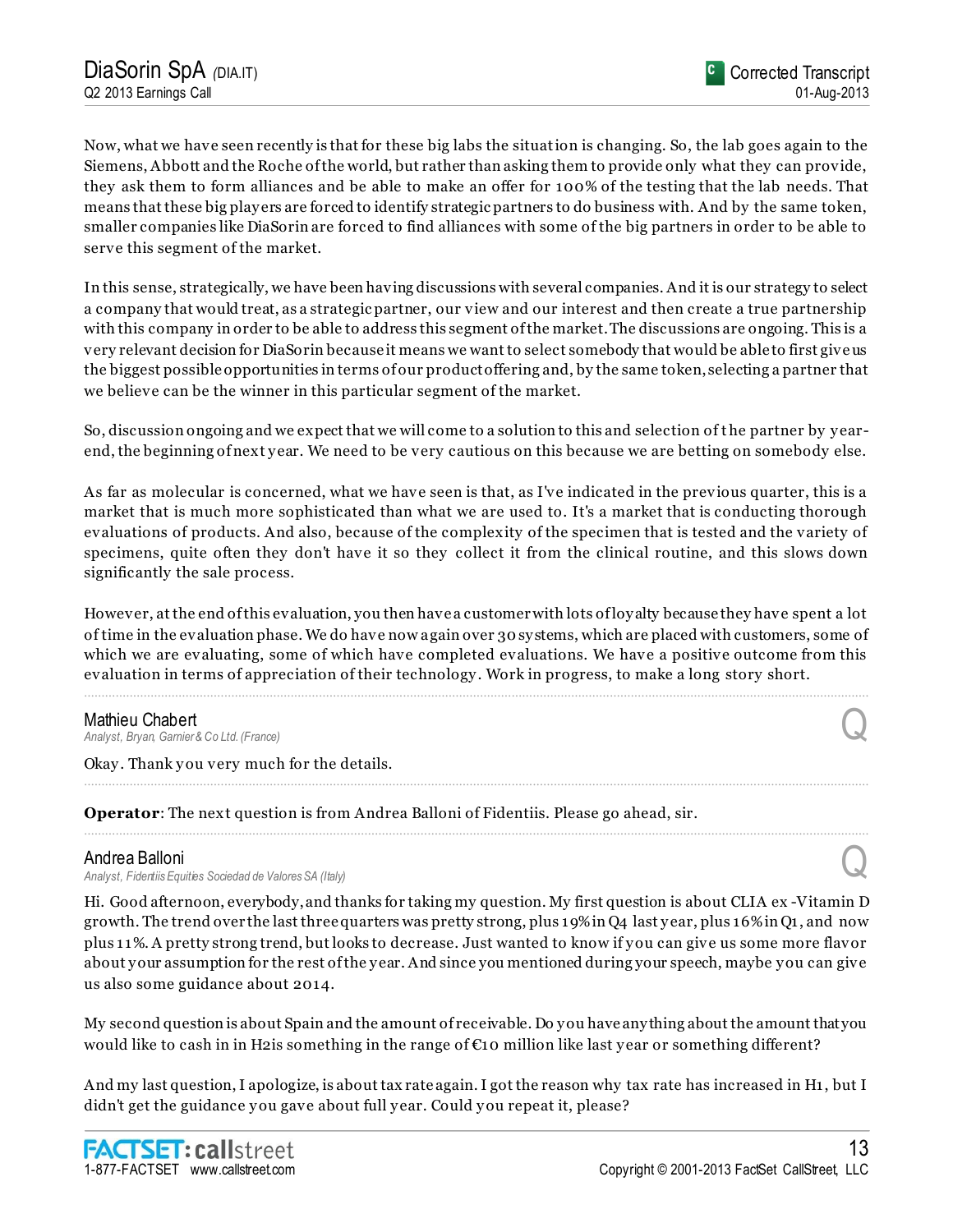Now, what we have seen recently is that for these big labs the situation is changing. So, the lab goes again to the Siemens, Abbott and the Roche of the world, but rather than asking them to provide only what they can provide, they ask them to form alliances and be able to make an offer for 100% of the testing that the lab needs. That means that these big players are forced to identify strategic partners to do business with. And by the same token, smaller companies like DiaSorin are forced to find alliances with some of the big partners in order to be able to serve this segment of the market.

In this sense, strategically, we have been having discussions with several companies. And it is our strategy to select a company that would treat, as a strategic partner, our view and our interest and then create a true partnership with this company in order to be able to address this segment of the market. The discussions are ongoing. This is a very relevant decision for DiaSorin because it means we want to select somebody that would be able to first give us the biggest possible opportunities in terms of our product offering and, by the same token, selecting a partner that we believe can be the winner in this particular segment of the market.

So, discussion ongoing and we expect that we will come to a solution to this and selection of the partner by year-end, the beginning of next year. We need to be very cautious on this because we are betting on somebody else.

As far as molecular is concerned, what we have seen is that, as I've indicated in the previous quarter, this is a market that is much more sophisticated than what we are used to. It's a market that is conducting thorough evaluations of products. And also, because of the complexity of the specimen that is tested and the variety of specimens, quite often they don't have it so they collect it from the clinical routine, and this slows down significantly the sale process.

However, at the end of this evaluation, you then have a customer with lots of loyalty because they have spent a lot of time in the evaluation phase. We do have now again over 30 systems, which are placed with customers, some of which we are evaluating, some of which have completed evaluations. We have a positive outcome from this evaluation in terms of appreciation of their technology. Work in progress, to make a long story short.

---

**Mathieu Chabert**
*Analyst, Bryan, Garnier & Co Ltd. (France)*

**Q**

Okay. Thank you very much for the details.

---

**Operator**: The next question is from Andrea Balloni of Fidentiis. Please go ahead, sir.

---

**Andrea Balloni**
*Analyst, Fidentiis Equities Sociedad de Valores SA (Italy)*

**Q**

Hi. Good afternoon, everybody, and thanks for taking my question. My first question is about CLIA ex-Vitamin D growth. The trend over the last three quarters was pretty strong, plus 19% in Q4 last year, plus 16% in Q1, and now plus 11%. A pretty strong trend, but looks to decrease. Just wanted to know if you can give us some more flavor about your assumption for the rest of the year. And since you mentioned during your speech, maybe you can give us also some guidance about 2014.

My second question is about Spain and the amount of receivable. Do you have anything about the amount that you would like to cash in in H2is something in the range of €10 million like last year or something different?

And my last question, I apologize, is about tax rate again. I got the reason why tax rate has increased in H1, but I didn't get the guidance you gave about full year. Could you repeat it, please?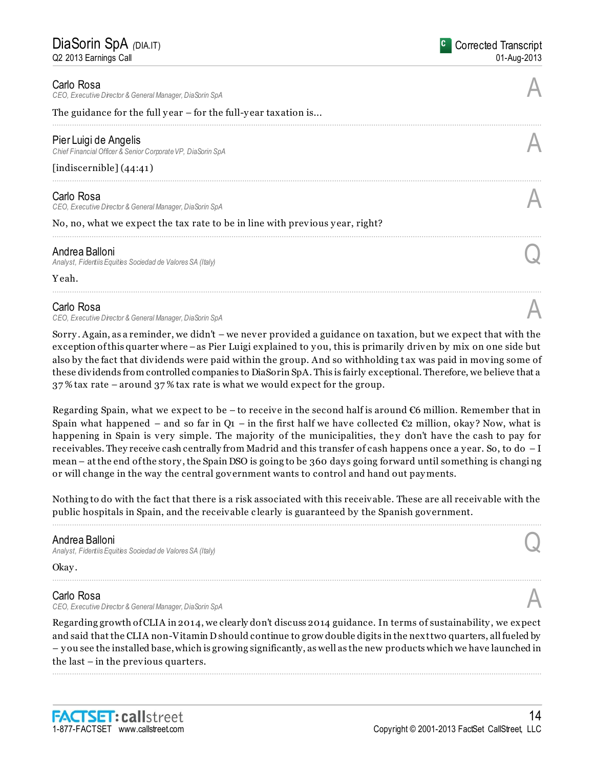**Carlo Rosa**
*CEO, Executive Director & General Manager, DiaSorin SpA*

A

The guidance for the full year – for the full-year taxation is...

---

**Pier Luigi de Angelis**
*Chief Financial Officer & Senior Corporate VP, DiaSorin SpA*

A

[indiscernible] (44:41)

---

**Carlo Rosa**
*CEO, Executive Director & General Manager, DiaSorin SpA*

A

No, no, what we expect the tax rate to be in line with previous year, right?

---

**Andrea Balloni**
*Analyst, Fidentiis Equities Sociedad de Valores SA (Italy)*

Q

Yeah.

---

**Carlo Rosa**
*CEO, Executive Director & General Manager, DiaSorin SpA*

A

Sorry. Again, as a reminder, we didn't – we never provided a guidance on taxation, but we expect that with the exception of this quarter where – as Pier Luigi explained to you, this is primarily driven by mix on one side but also by the fact that dividends were paid within the group. And so withholding tax was paid in moving some of these dividends from controlled companies to DiaSorin SpA. This is fairly exceptional. Therefore, we believe that a 37% tax rate – around 37% tax rate is what we would expect for the group.

Regarding Spain, what we expect to be – to receive in the second half is around €6 million. Remember that in Spain what happened – and so far in Q1 – in the first half we have collected €2 million, okay? Now, what is happening in Spain is very simple. The majority of the municipalities, they don't have the cash to pay for receivables. They receive cash centrally from Madrid and this transfer of cash happens once a year. So, to do – I mean – at the end of the story, the Spain DSO is going to be 360 days going forward until something is changing or will change in the way the central government wants to control and hand out payments.

Nothing to do with the fact that there is a risk associated with this receivable. These are all receivable with the public hospitals in Spain, and the receivable clearly is guaranteed by the Spanish government.

---

**Andrea Balloni**
*Analyst, Fidentiis Equities Sociedad de Valores SA (Italy)*

Q

Okay.

---

**Carlo Rosa**
*CEO, Executive Director & General Manager, DiaSorin SpA*

A

Regarding growth of CLIA in 2014, we clearly don't discuss 2014 guidance. In terms of sustainability, we expect and said that the CLIA non-Vitamin D should continue to grow double digits in the next two quarters, all fueled by – you see the installed base, which is growing significantly, as well as the new products which we have launched in the last – in the previous quarters.

---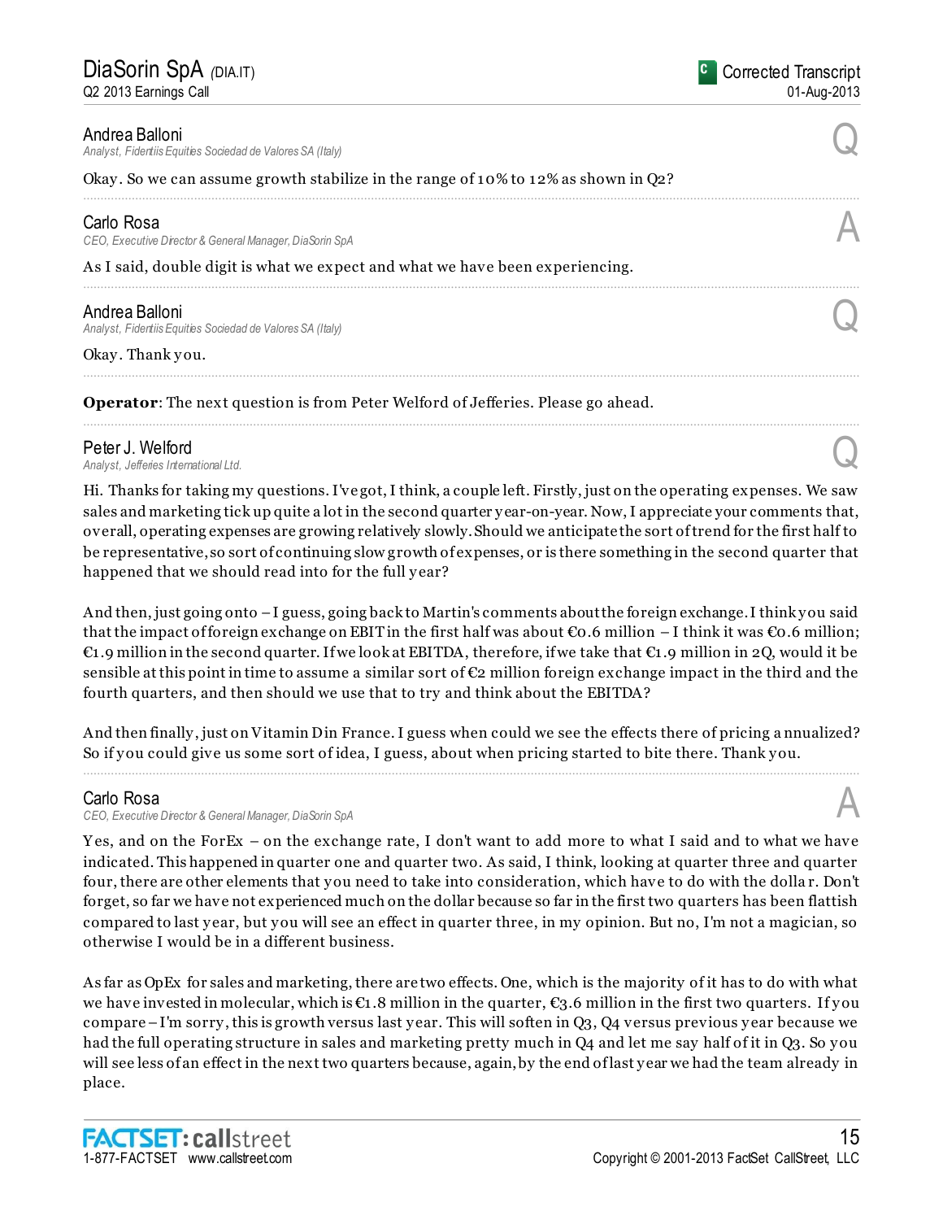**Andrea Balloni**
*Analyst, Fidentiis Equities Sociedad de Valores SA (Italy)*

Q

Okay. So we can assume growth stabilize in the range of 10% to 12% as shown in Q2?

---

**Carlo Rosa**
*CEO, Executive Director & General Manager, DiaSorin SpA*

A

As I said, double digit is what we expect and what we have been experiencing.

---

**Andrea Balloni**
*Analyst, Fidentiis Equities Sociedad de Valores SA (Italy)*

Q

Okay. Thank you.

---

**Operator**: The next question is from Peter Welford of Jefferies. Please go ahead.

---

**Peter J. Welford**
*Analyst, Jefferies International Ltd.*

Q

Hi. Thanks for taking my questions. I've got, I think, a couple left. Firstly, just on the operating expenses. We saw sales and marketing tick up quite a lot in the second quarter year-on-year. Now, I appreciate your comments that, overall, operating expenses are growing relatively slowly. Should we anticipate the sort of trend for the first half to be representative, so sort of continuing slow growth of expenses, or is there something in the second quarter that happened that we should read into for the full year?

And then, just going onto – I guess, going back to Martin's comments about the foreign exchange. I think you said that the impact of foreign exchange on EBIT in the first half was about €0.6 million – I think it was €0.6 million; €1.9 million in the second quarter. If we look at EBITDA, therefore, if we take that €1.9 million in 2Q, would it be sensible at this point in time to assume a similar sort of €2 million foreign exchange impact in the third and the fourth quarters, and then should we use that to try and think about the EBITDA?

And then finally, just on Vitamin D in France. I guess when could we see the effects there of pricing annualized? So if you could give us some sort of idea, I guess, about when pricing started to bite there. Thank you.

---

**Carlo Rosa**
*CEO, Executive Director & General Manager, DiaSorin SpA*

A

Yes, and on the ForEx – on the exchange rate, I don't want to add more to what I said and to what we have indicated. This happened in quarter one and quarter two. As said, I think, looking at quarter three and quarter four, there are other elements that you need to take into consideration, which have to do with the dollar. Don't forget, so far we have not experienced much on the dollar because so far in the first two quarters has been flattish compared to last year, but you will see an effect in quarter three, in my opinion. But no, I'm not a magician, so otherwise I would be in a different business.

As far as OpEx for sales and marketing, there are two effects. One, which is the majority of it has to do with what we have invested in molecular, which is €1.8 million in the quarter, €3.6 million in the first two quarters. If you compare – I'm sorry, this is growth versus last year. This will soften in Q3, Q4 versus previous year because we had the full operating structure in sales and marketing pretty much in Q4 and let me say half of it in Q3. So you will see less of an effect in the next two quarters because, again, by the end of last year we had the team already in place.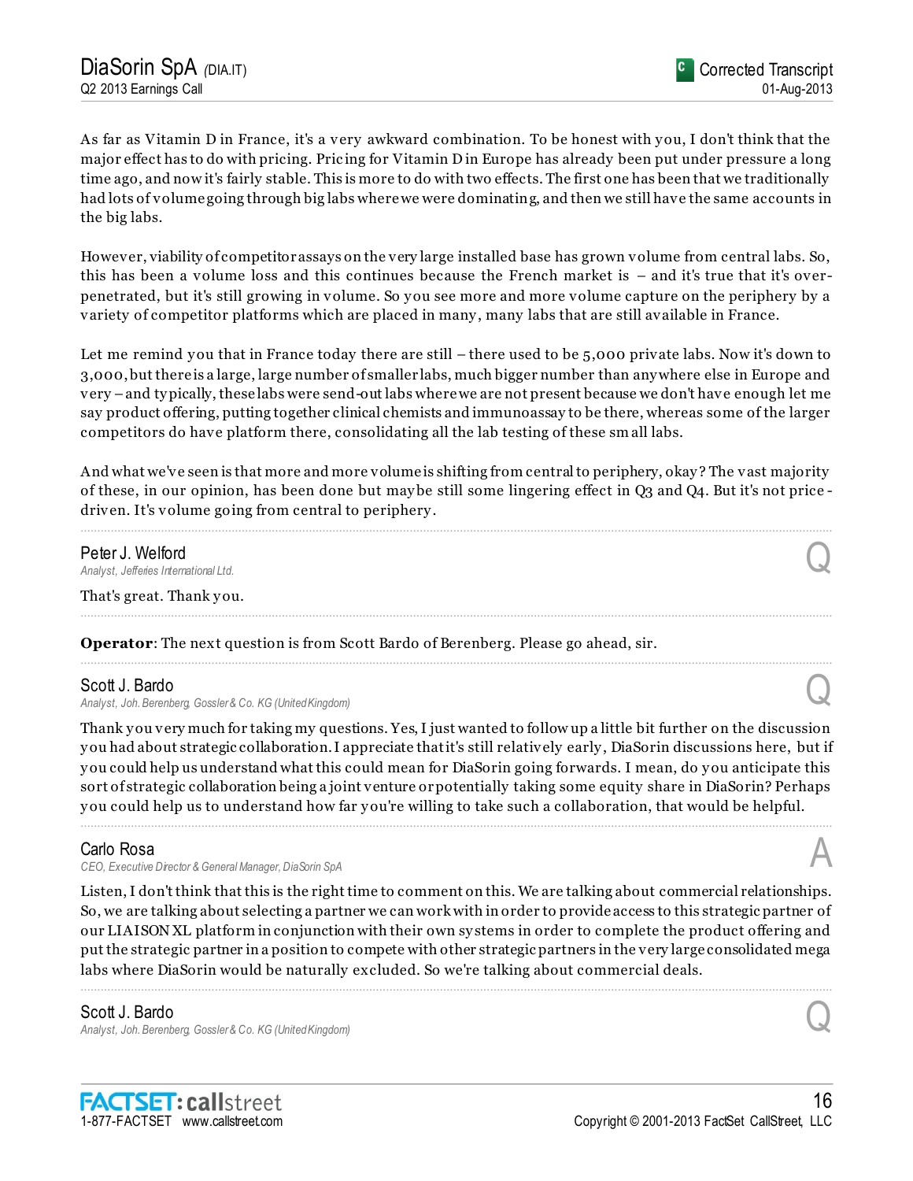As far as Vitamin D in France, it's a very awkward combination. To be honest with you, I don't think that the major effect has to do with pricing. Pricing for Vitamin D in Europe has already been put under pressure a long time ago, and now it's fairly stable. This is more to do with two effects. The first one has been that we traditionally had lots of volume going through big labs where we were dominating, and then we still have the same accounts in the big labs.

However, viability of competitor assays on the very large installed base has grown volume from central labs. So, this has been a volume loss and this continues because the French market is – and it's true that it's over-penetrated, but it's still growing in volume. So you see more and more volume capture on the periphery by a variety of competitor platforms which are placed in many, many labs that are still available in France.

Let me remind you that in France today there are still – there used to be 5,000 private labs. Now it's down to 3,000, but there is a large, large number of smaller labs, much bigger number than anywhere else in Europe and very – and typically, these labs were send-out labs where we are not present because we don't have enough let me say product offering, putting together clinical chemists and immunoassay to be there, whereas some of the larger competitors do have platform there, consolidating all the lab testing of these small labs.

And what we've seen is that more and more volume is shifting from central to periphery, okay? The vast majority of these, in our opinion, has been done but maybe still some lingering effect in Q3 and Q4. But it's not price-driven. It's volume going from central to periphery.

---

**Peter J. Welford**
*Analyst, Jefferies International Ltd.* — Q

That's great. Thank you.

---

**Operator**: The next question is from Scott Bardo of Berenberg. Please go ahead, sir.

---

**Scott J. Bardo**
*Analyst, Joh. Berenberg, Gossler & Co. KG (United Kingdom)* — Q

Thank you very much for taking my questions. Yes, I just wanted to follow up a little bit further on the discussion you had about strategic collaboration. I appreciate that it's still relatively early, DiaSorin discussions here, but if you could help us understand what this could mean for DiaSorin going forwards. I mean, do you anticipate this sort of strategic collaboration being a joint venture or potentially taking some equity share in DiaSorin? Perhaps you could help us to understand how far you're willing to take such a collaboration, that would be helpful.

---

**Carlo Rosa**
*CEO, Executive Director & General Manager, DiaSorin SpA* — A

Listen, I don't think that this is the right time to comment on this. We are talking about commercial relationships. So, we are talking about selecting a partner we can work with in order to provide access to this strategic partner of our LIAISON XL platform in conjunction with their own systems in order to complete the product offering and put the strategic partner in a position to compete with other strategic partners in the very large consolidated mega labs where DiaSorin would be naturally excluded. So we're talking about commercial deals.

---

**Scott J. Bardo**
*Analyst, Joh. Berenberg, Gossler & Co. KG (United Kingdom)* — Q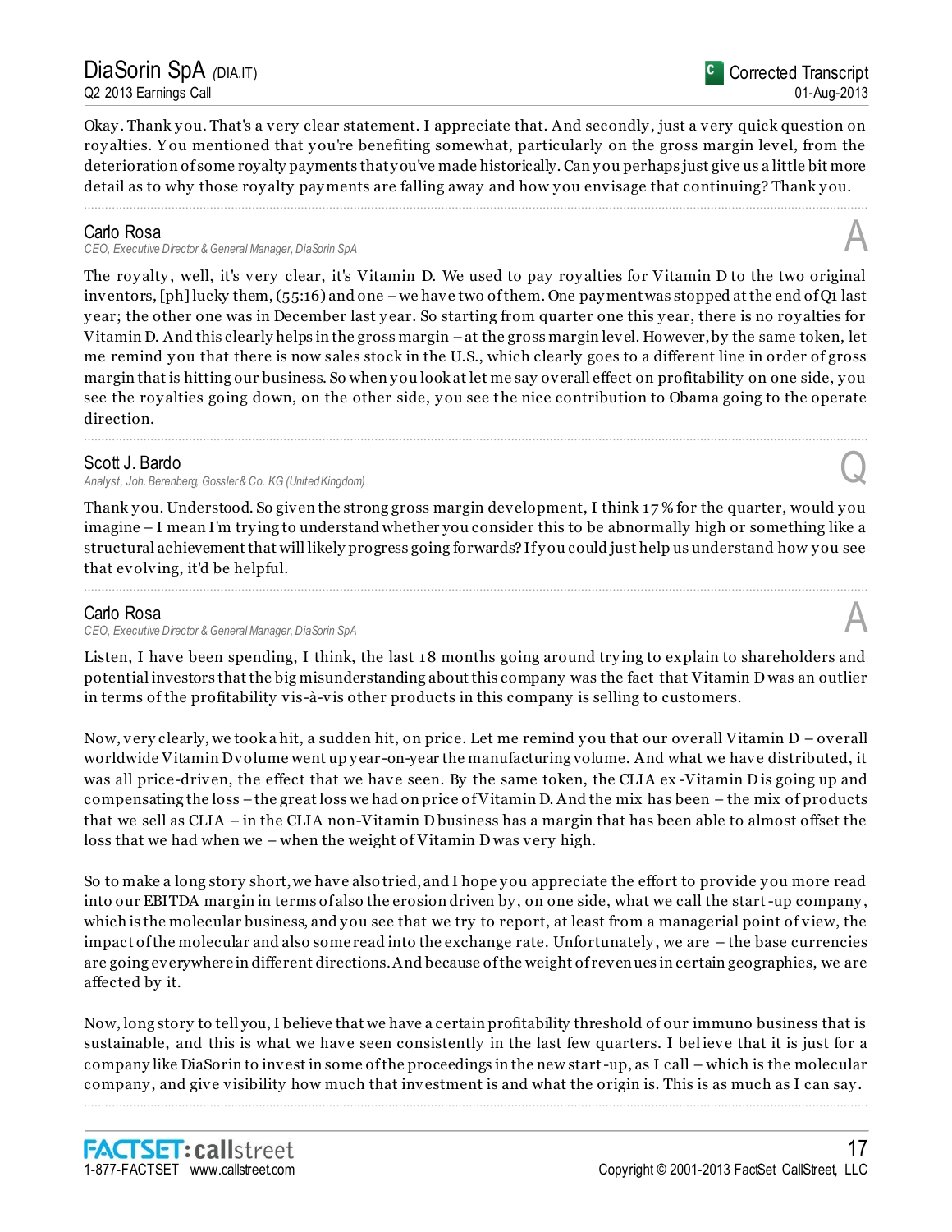Okay. Thank you. That's a very clear statement. I appreciate that. And secondly, just a very quick question on royalties. You mentioned that you're benefiting somewhat, particularly on the gross margin level, from the deterioration of some royalty payments that you've made historically. Can you perhaps just give us a little bit more detail as to why those royalty payments are falling away and how you envisage that continuing? Thank you.

---

**Carlo Rosa**
*CEO, Executive Director & General Manager, DiaSorin SpA*

**A**

The royalty, well, it's very clear, it's Vitamin D. We used to pay royalties for Vitamin D to the two original inventors, [ph] lucky them, (55:16) and one – we have two of them. One payment was stopped at the end of Q1 last year; the other one was in December last year. So starting from quarter one this year, there is no royalties for Vitamin D. And this clearly helps in the gross margin – at the gross margin level. However, by the same token, let me remind you that there is now sales stock in the U.S., which clearly goes to a different line in order of gross margin that is hitting our business. So when you look at let me say overall effect on profitability on one side, you see the royalties going down, on the other side, you see the nice contribution to Obama going to the operate direction.

---

**Scott J. Bardo**
*Analyst, Joh. Berenberg, Gossler & Co. KG (United Kingdom)*

**Q**

Thank you. Understood. So given the strong gross margin development, I think 17% for the quarter, would you imagine – I mean I'm trying to understand whether you consider this to be abnormally high or something like a structural achievement that will likely progress going forwards? If you could just help us understand how you see that evolving, it'd be helpful.

---

**Carlo Rosa**
*CEO, Executive Director & General Manager, DiaSorin SpA*

**A**

Listen, I have been spending, I think, the last 18 months going around trying to explain to shareholders and potential investors that the big misunderstanding about this company was the fact that Vitamin D was an outlier in terms of the profitability vis-à-vis other products in this company is selling to customers.

Now, very clearly, we took a hit, a sudden hit, on price. Let me remind you that our overall Vitamin D – overall worldwide Vitamin D volume went up year-on-year the manufacturing volume. And what we have distributed, it was all price-driven, the effect that we have seen. By the same token, the CLIA ex-Vitamin D is going up and compensating the loss – the great loss we had on price of Vitamin D. And the mix has been – the mix of products that we sell as CLIA – in the CLIA non-Vitamin D business has a margin that has been able to almost offset the loss that we had when we – when the weight of Vitamin D was very high.

So to make a long story short, we have also tried, and I hope you appreciate the effort to provide you more read into our EBITDA margin in terms of also the erosion driven by, on one side, what we call the start-up company, which is the molecular business, and you see that we try to report, at least from a managerial point of view, the impact of the molecular and also some read into the exchange rate. Unfortunately, we are – the base currencies are going everywhere in different directions. And because of the weight of revenues in certain geographies, we are affected by it.

Now, long story to tell you, I believe that we have a certain profitability threshold of our immuno business that is sustainable, and this is what we have seen consistently in the last few quarters. I believe that it is just for a company like DiaSorin to invest in some of the proceedings in the new start-up, as I call – which is the molecular company, and give visibility how much that investment is and what the origin is. This is as much as I can say.

---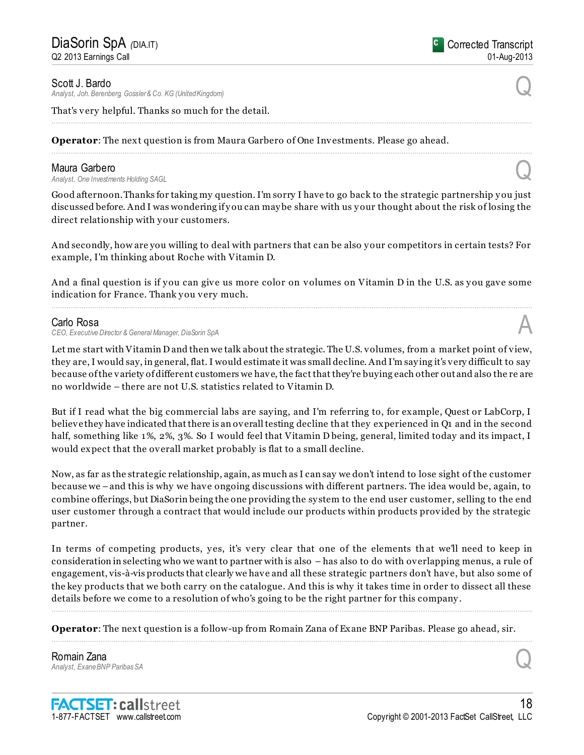**Scott J. Bardo**
*Analyst, Joh. Berenberg, Gossler & Co. KG (United Kingdom)*

Q

That's very helpful. Thanks so much for the detail.

---

**Operator**: The next question is from Maura Garbero of One Investments. Please go ahead.

---

**Maura Garbero**
*Analyst, One Investments Holding SAGL*

Q

Good afternoon. Thanks for taking my question. I'm sorry I have to go back to the strategic partnership you just discussed before. And I was wondering if you can maybe share with us your thought about the risk of losing the direct relationship with your customers.

And secondly, how are you willing to deal with partners that can be also your competitors in certain tests? For example, I'm thinking about Roche with Vitamin D.

And a final question is if you can give us more color on volumes on Vitamin D in the U.S. as you gave some indication for France. Thank you very much.

---

**Carlo Rosa**
*CEO, Executive Director & General Manager, DiaSorin SpA*

A

Let me start with Vitamin D and then we talk about the strategic. The U.S. volumes, from a market point of view, they are, I would say, in general, flat. I would estimate it was small decline. And I'm saying it's very difficult to say because of the variety of different customers we have, the fact that they're buying each other out and also there are no worldwide – there are not U.S. statistics related to Vitamin D.

But if I read what the big commercial labs are saying, and I'm referring to, for example, Quest or LabCorp, I believe they have indicated that there is an overall testing decline that they experienced in Q1 and in the second half, something like 1%, 2%, 3%. So I would feel that Vitamin D being, general, limited today and its impact, I would expect that the overall market probably is flat to a small decline.

Now, as far as the strategic relationship, again, as much as I can say we don't intend to lose sight of the customer because we – and this is why we have ongoing discussions with different partners. The idea would be, again, to combine offerings, but DiaSorin being the one providing the system to the end user customer, selling to the end user customer through a contract that would include our products within products provided by the strategic partner.

In terms of competing products, yes, it's very clear that one of the elements that we'll need to keep in consideration in selecting who we want to partner with is also – has also to do with overlapping menus, a rule of engagement, vis-à-vis products that clearly we have and all these strategic partners don't have, but also some of the key products that we both carry on the catalogue. And this is why it takes time in order to dissect all these details before we come to a resolution of who's going to be the right partner for this company.

---

**Operator**: The next question is a follow-up from Romain Zana of Exane BNP Paribas. Please go ahead, sir.

---

**Romain Zana**
*Analyst, Exane BNP Paribas SA*

Q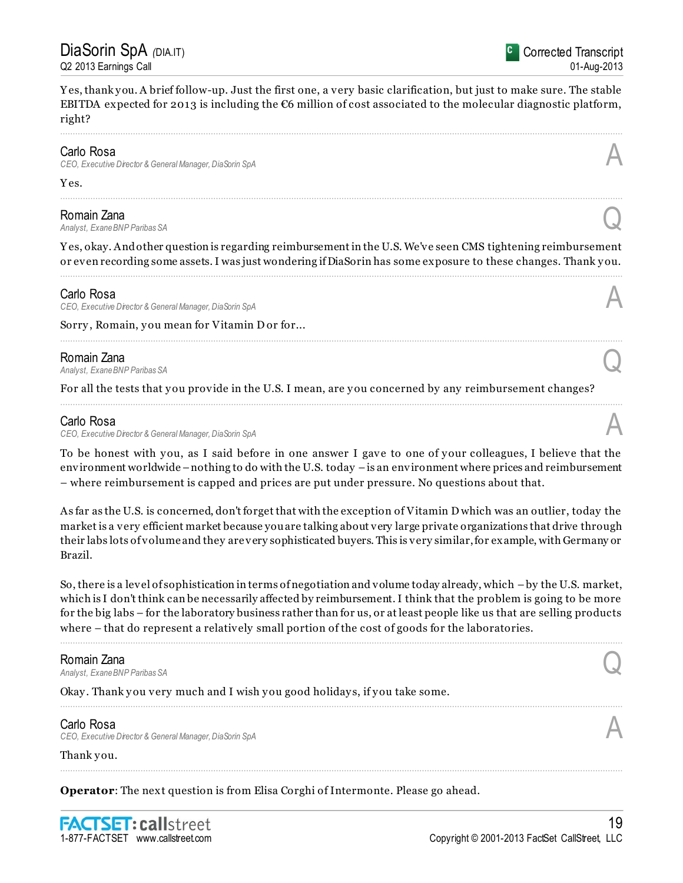Yes, thank you. A brief follow-up. Just the first one, a very basic clarification, but just to make sure. The stable EBITDA expected for 2013 is including the €6 million of cost associated to the molecular diagnostic platform, right?

---

**Carlo Rosa**
*CEO, Executive Director & General Manager, DiaSorin SpA* — A

Yes.

---

**Romain Zana**
*Analyst, Exane BNP Paribas SA* — Q

Yes, okay. And other question is regarding reimbursement in the U.S. We've seen CMS tightening reimbursement or even recording some assets. I was just wondering if DiaSorin has some exposure to these changes. Thank you.

---

**Carlo Rosa**
*CEO, Executive Director & General Manager, DiaSorin SpA* — A

Sorry, Romain, you mean for Vitamin D or for...

---

**Romain Zana**
*Analyst, Exane BNP Paribas SA* — Q

For all the tests that you provide in the U.S. I mean, are you concerned by any reimbursement changes?

---

**Carlo Rosa**
*CEO, Executive Director & General Manager, DiaSorin SpA* — A

To be honest with you, as I said before in one answer I gave to one of your colleagues, I believe that the environment worldwide – nothing to do with the U.S. today – is an environment where prices and reimbursement – where reimbursement is capped and prices are put under pressure. No questions about that.

As far as the U.S. is concerned, don't forget that with the exception of Vitamin D which was an outlier, today the market is a very efficient market because you are talking about very large private organizations that drive through their labs lots of volume and they are very sophisticated buyers. This is very similar, for example, with Germany or Brazil.

So, there is a level of sophistication in terms of negotiation and volume today already, which – by the U.S. market, which is I don't think can be necessarily affected by reimbursement. I think that the problem is going to be more for the big labs – for the laboratory business rather than for us, or at least people like us that are selling products where – that do represent a relatively small portion of the cost of goods for the laboratories.

---

**Romain Zana**
*Analyst, Exane BNP Paribas SA* — Q

Okay. Thank you very much and I wish you good holidays, if you take some.

---

**Carlo Rosa**
*CEO, Executive Director & General Manager, DiaSorin SpA* — A

Thank you.

---

**Operator**: The next question is from Elisa Corghi of Intermonte. Please go ahead.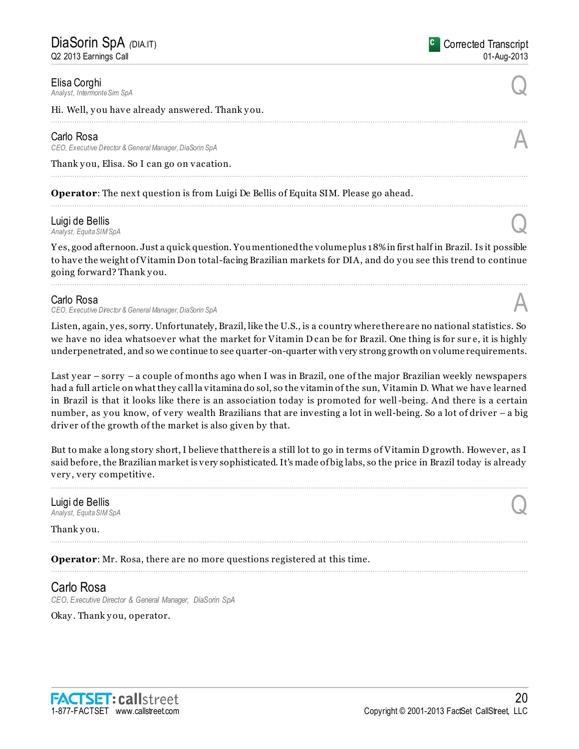Elisa Corghi
*Analyst, Intermonte Sim SpA*

Q

Hi. Well, you have already answered. Thank you.

---

Carlo Rosa
*CEO, Executive Director & General Manager, DiaSorin SpA*

A

Thank you, Elisa. So I can go on vacation.

---

**Operator**: The next question is from Luigi De Bellis of Equita SIM. Please go ahead.

---

Luigi de Bellis
*Analyst, Equita SIM SpA*

Q

Yes, good afternoon. Just a quick question. You mentioned the volume plus 18% in first half in Brazil. Is it possible to have the weight of Vitamin D on total-facing Brazilian markets for DIA, and do you see this trend to continue going forward? Thank you.

---

Carlo Rosa
*CEO, Executive Director & General Manager, DiaSorin SpA*

A

Listen, again, yes, sorry. Unfortunately, Brazil, like the U.S., is a country where there are no national statistics. So we have no idea whatsoever what the market for Vitamin D can be for Brazil. One thing is for sure, it is highly underpenetrated, and so we continue to see quarter-on-quarter with very strong growth on volume requirements.

Last year – sorry – a couple of months ago when I was in Brazil, one of the major Brazilian weekly newspapers had a full article on what they call la vitamina do sol, so the vitamin of the sun, Vitamin D. What we have learned in Brazil is that it looks like there is an association today is promoted for well-being. And there is a certain number, as you know, of very wealth Brazilians that are investing a lot in well-being. So a lot of driver – a big driver of the growth of the market is also given by that.

But to make a long story short, I believe that there is a still lot to go in terms of Vitamin D growth. However, as I said before, the Brazilian market is very sophisticated. It's made of big labs, so the price in Brazil today is already very, very competitive.

---

Luigi de Bellis
*Analyst, Equita SIM SpA*

Q

Thank you.

---

**Operator**: Mr. Rosa, there are no more questions registered at this time.

---

Carlo Rosa
*CEO, Executive Director & General Manager, DiaSorin SpA*

Okay. Thank you, operator.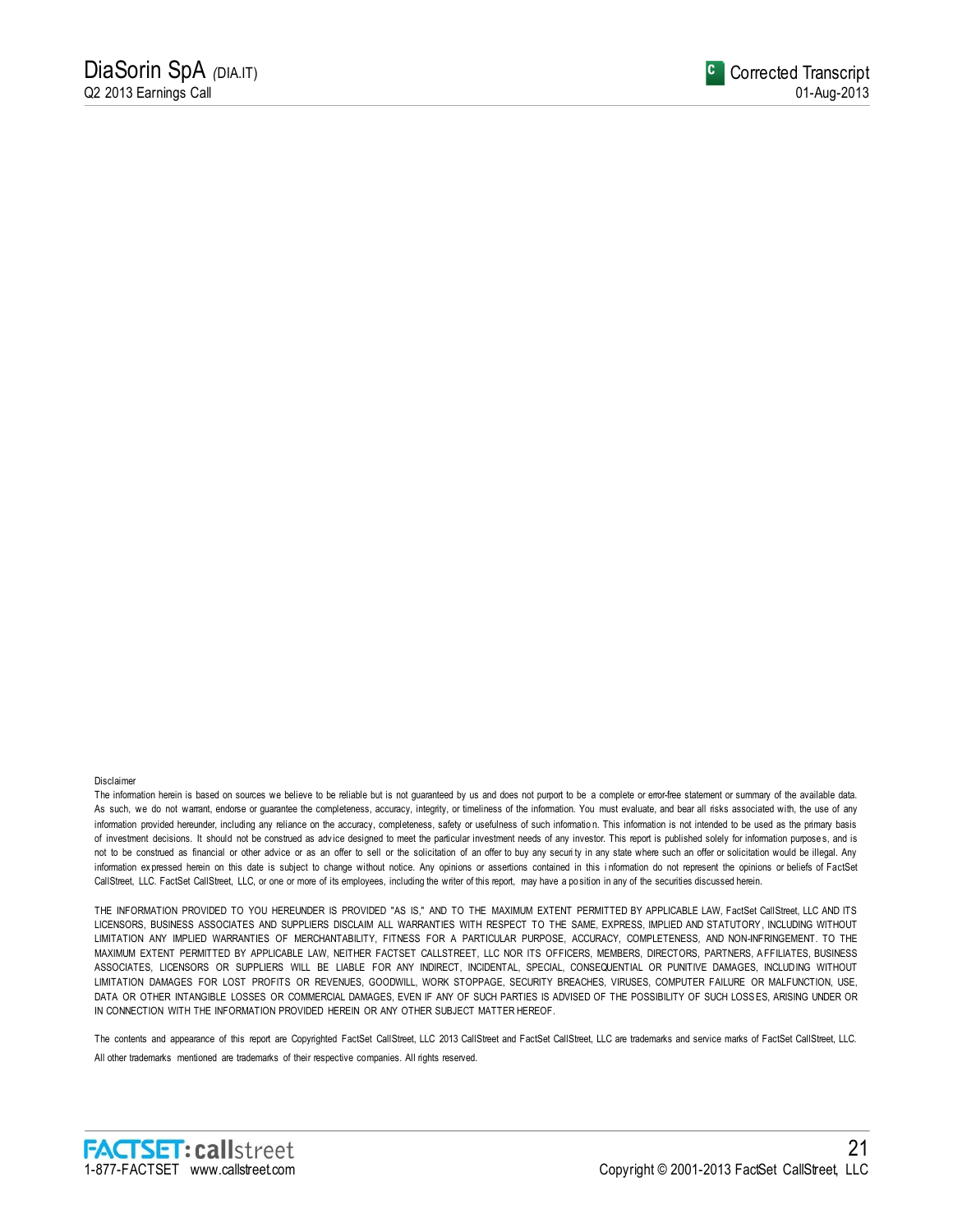Disclaimer

The information herein is based on sources we believe to be reliable but is not guaranteed by us and does not purport to be a complete or error-free statement or summary of the available data. As such, we do not warrant, endorse or guarantee the completeness, accuracy, integrity, or timeliness of the information. You must evaluate, and bear all risks associated with, the use of any information provided hereunder, including any reliance on the accuracy, completeness, safety or usefulness of such information. This information is not intended to be used as the primary basis of investment decisions. It should not be construed as advice designed to meet the particular investment needs of any investor. This report is published solely for information purposes, and is not to be construed as financial or other advice or as an offer to sell or the solicitation of an offer to buy any security in any state where such an offer or solicitation would be illegal. Any information expressed herein on this date is subject to change without notice. Any opinions or assertions contained in this information do not represent the opinions or beliefs of FactSet CallStreet, LLC. FactSet CallStreet, LLC, or one or more of its employees, including the writer of this report, may have a position in any of the securities discussed herein.

THE INFORMATION PROVIDED TO YOU HEREUNDER IS PROVIDED "AS IS," AND TO THE MAXIMUM EXTENT PERMITTED BY APPLICABLE LAW, FactSet CallStreet, LLC AND ITS LICENSORS, BUSINESS ASSOCIATES AND SUPPLIERS DISCLAIM ALL WARRANTIES WITH RESPECT TO THE SAME, EXPRESS, IMPLIED AND STATUTORY, INCLUDING WITHOUT LIMITATION ANY IMPLIED WARRANTIES OF MERCHANTABILITY, FITNESS FOR A PARTICULAR PURPOSE, ACCURACY, COMPLETENESS, AND NON-INFRINGEMENT. TO THE MAXIMUM EXTENT PERMITTED BY APPLICABLE LAW, NEITHER FACTSET CALLSTREET, LLC NOR ITS OFFICERS, MEMBERS, DIRECTORS, PARTNERS, AFFILIATES, BUSINESS ASSOCIATES, LICENSORS OR SUPPLIERS WILL BE LIABLE FOR ANY INDIRECT, INCIDENTAL, SPECIAL, CONSEQUENTIAL OR PUNITIVE DAMAGES, INCLUDING WITHOUT LIMITATION DAMAGES FOR LOST PROFITS OR REVENUES, GOODWILL, WORK STOPPAGE, SECURITY BREACHES, VIRUSES, COMPUTER FAILURE OR MALFUNCTION, USE, DATA OR OTHER INTANGIBLE LOSSES OR COMMERCIAL DAMAGES, EVEN IF ANY OF SUCH PARTIES IS ADVISED OF THE POSSIBILITY OF SUCH LOSSES, ARISING UNDER OR IN CONNECTION WITH THE INFORMATION PROVIDED HEREIN OR ANY OTHER SUBJECT MATTER HEREOF.

The contents and appearance of this report are Copyrighted FactSet CallStreet, LLC 2013 CallStreet and FactSet CallStreet, LLC are trademarks and service marks of FactSet CallStreet, LLC. All other trademarks mentioned are trademarks of their respective companies. All rights reserved.